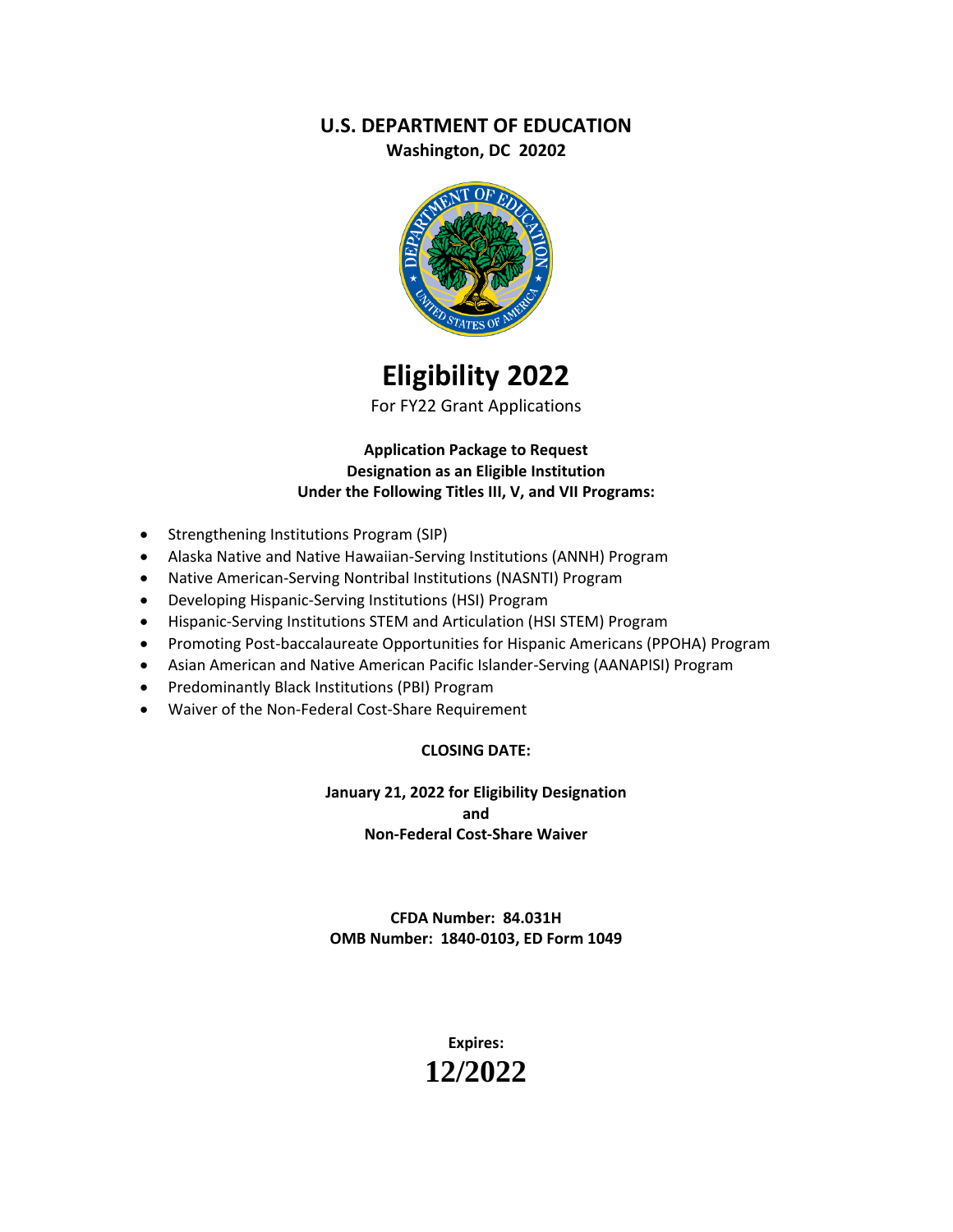**U.S. DEPARTMENT OF EDUCATION**
**Washington, DC 20202**

# Eligibility 2022

For FY22 Grant Applications

**Application Package to Request**
**Designation as an Eligible Institution**
**Under the Following Titles III, V, and VII Programs:**

- Strengthening Institutions Program (SIP)
- Alaska Native and Native Hawaiian-Serving Institutions (ANNH) Program
- Native American-Serving Nontribal Institutions (NASNTI) Program
- Developing Hispanic-Serving Institutions (HSI) Program
- Hispanic-Serving Institutions STEM and Articulation (HSI STEM) Program
- Promoting Post-baccalaureate Opportunities for Hispanic Americans (PPOHA) Program
- Asian American and Native American Pacific Islander-Serving (AANAPISI) Program
- Predominantly Black Institutions (PBI) Program
- Waiver of the Non-Federal Cost-Share Requirement

**CLOSING DATE:**

**January 21, 2022 for Eligibility Designation**
**and**
**Non-Federal Cost-Share Waiver**

**CFDA Number: 84.031H**
**OMB Number: 1840-0103, ED Form 1049**

**Expires:**
**12/2022**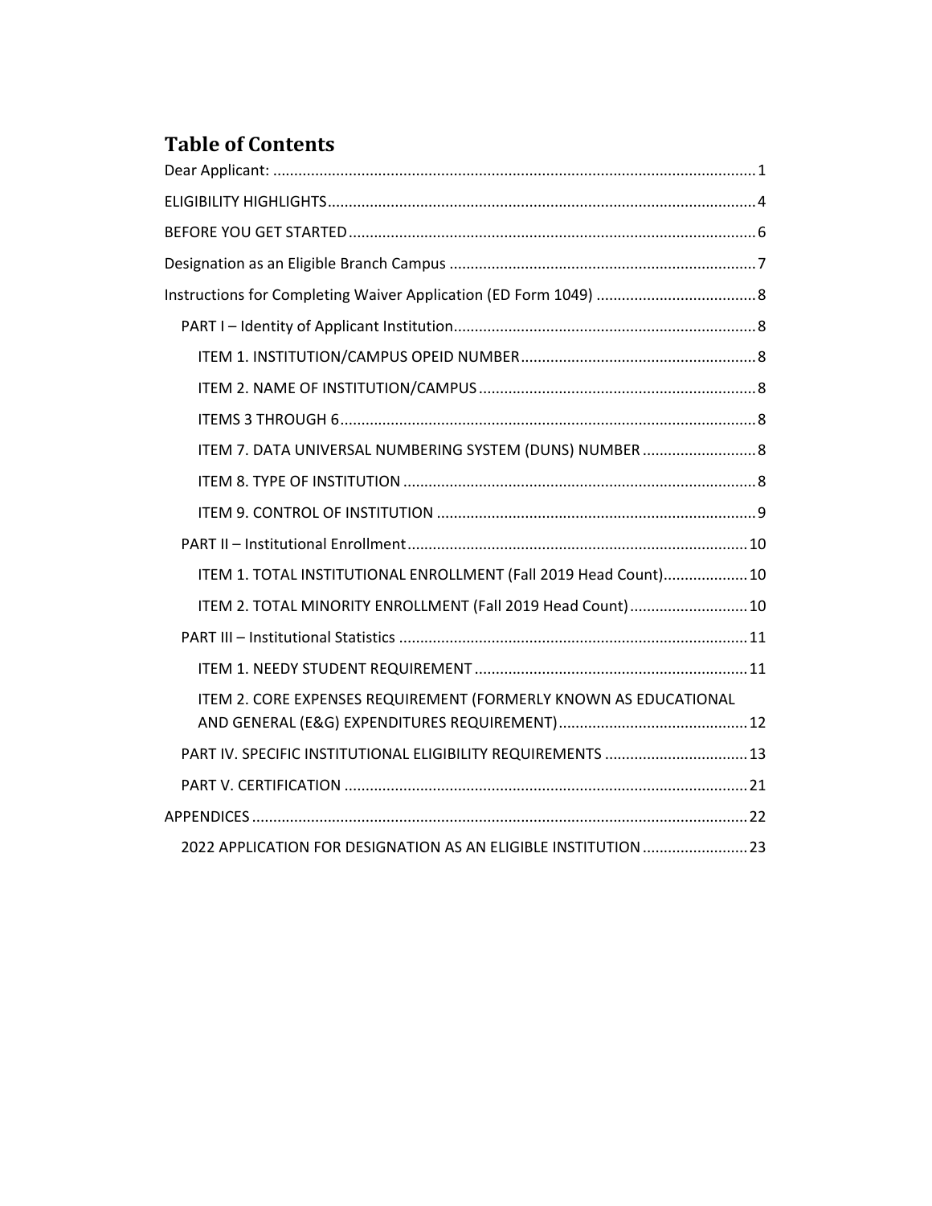# Table of Contents

Dear Applicant: .......... 1

ELIGIBILITY HIGHLIGHTS .......... 4

BEFORE YOU GET STARTED .......... 6

Designation as an Eligible Branch Campus .......... 7

Instructions for Completing Waiver Application (ED Form 1049) .......... 8

- PART I – Identity of Applicant Institution .......... 8
  - ITEM 1. INSTITUTION/CAMPUS OPEID NUMBER .......... 8
  - ITEM 2. NAME OF INSTITUTION/CAMPUS .......... 8
  - ITEMS 3 THROUGH 6 .......... 8
  - ITEM 7. DATA UNIVERSAL NUMBERING SYSTEM (DUNS) NUMBER .......... 8
  - ITEM 8. TYPE OF INSTITUTION .......... 8
  - ITEM 9. CONTROL OF INSTITUTION .......... 9
- PART II – Institutional Enrollment .......... 10
  - ITEM 1. TOTAL INSTITUTIONAL ENROLLMENT (Fall 2019 Head Count) .......... 10
  - ITEM 2. TOTAL MINORITY ENROLLMENT (Fall 2019 Head Count) .......... 10
- PART III – Institutional Statistics .......... 11
  - ITEM 1. NEEDY STUDENT REQUIREMENT .......... 11
  - ITEM 2. CORE EXPENSES REQUIREMENT (FORMERLY KNOWN AS EDUCATIONAL AND GENERAL (E&G) EXPENDITURES REQUIREMENT) .......... 12
- PART IV. SPECIFIC INSTITUTIONAL ELIGIBILITY REQUIREMENTS .......... 13
- PART V. CERTIFICATION .......... 21

APPENDICES .......... 22

- 2022 APPLICATION FOR DESIGNATION AS AN ELIGIBLE INSTITUTION .......... 23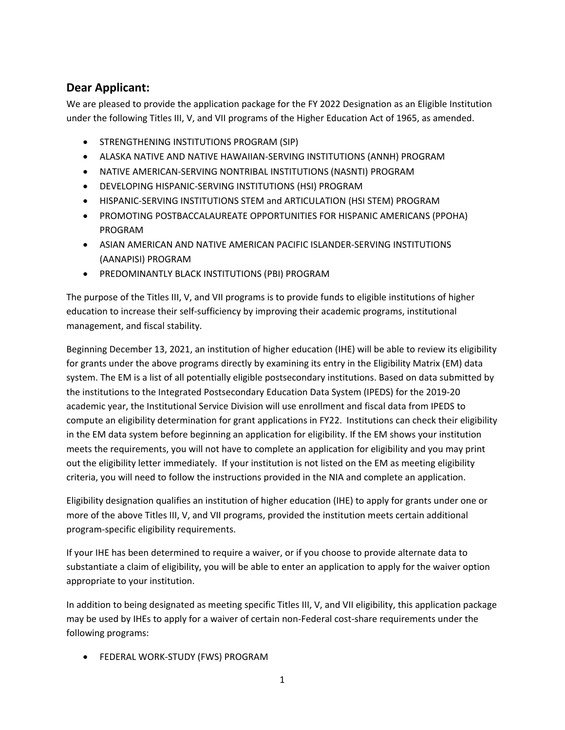## Dear Applicant:

We are pleased to provide the application package for the FY 2022 Designation as an Eligible Institution under the following Titles III, V, and VII programs of the Higher Education Act of 1965, as amended.

- STRENGTHENING INSTITUTIONS PROGRAM (SIP)
- ALASKA NATIVE AND NATIVE HAWAIIAN-SERVING INSTITUTIONS (ANNH) PROGRAM
- NATIVE AMERICAN-SERVING NONTRIBAL INSTITUTIONS (NASNTI) PROGRAM
- DEVELOPING HISPANIC-SERVING INSTITUTIONS (HSI) PROGRAM
- HISPANIC-SERVING INSTITUTIONS STEM and ARTICULATION (HSI STEM) PROGRAM
- PROMOTING POSTBACCALAUREATE OPPORTUNITIES FOR HISPANIC AMERICANS (PPOHA) PROGRAM
- ASIAN AMERICAN AND NATIVE AMERICAN PACIFIC ISLANDER-SERVING INSTITUTIONS (AANAPISI) PROGRAM
- PREDOMINANTLY BLACK INSTITUTIONS (PBI) PROGRAM

The purpose of the Titles III, V, and VII programs is to provide funds to eligible institutions of higher education to increase their self-sufficiency by improving their academic programs, institutional management, and fiscal stability.

Beginning December 13, 2021, an institution of higher education (IHE) will be able to review its eligibility for grants under the above programs directly by examining its entry in the Eligibility Matrix (EM) data system. The EM is a list of all potentially eligible postsecondary institutions. Based on data submitted by the institutions to the Integrated Postsecondary Education Data System (IPEDS) for the 2019-20 academic year, the Institutional Service Division will use enrollment and fiscal data from IPEDS to compute an eligibility determination for grant applications in FY22. Institutions can check their eligibility in the EM data system before beginning an application for eligibility. If the EM shows your institution meets the requirements, you will not have to complete an application for eligibility and you may print out the eligibility letter immediately. If your institution is not listed on the EM as meeting eligibility criteria, you will need to follow the instructions provided in the NIA and complete an application.

Eligibility designation qualifies an institution of higher education (IHE) to apply for grants under one or more of the above Titles III, V, and VII programs, provided the institution meets certain additional program-specific eligibility requirements.

If your IHE has been determined to require a waiver, or if you choose to provide alternate data to substantiate a claim of eligibility, you will be able to enter an application to apply for the waiver option appropriate to your institution.

In addition to being designated as meeting specific Titles III, V, and VII eligibility, this application package may be used by IHEs to apply for a waiver of certain non-Federal cost-share requirements under the following programs:

- FEDERAL WORK-STUDY (FWS) PROGRAM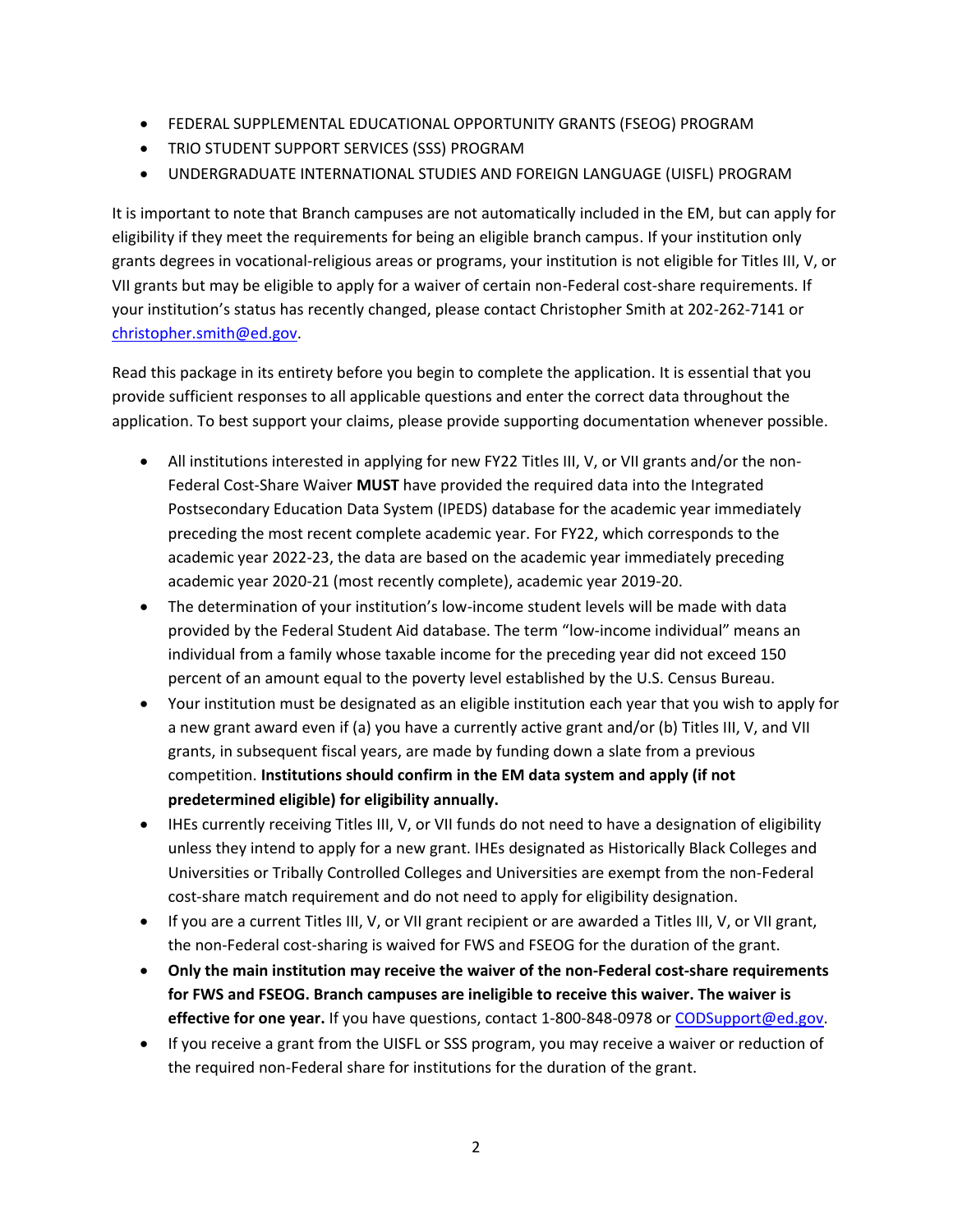- FEDERAL SUPPLEMENTAL EDUCATIONAL OPPORTUNITY GRANTS (FSEOG) PROGRAM
- TRIO STUDENT SUPPORT SERVICES (SSS) PROGRAM
- UNDERGRADUATE INTERNATIONAL STUDIES AND FOREIGN LANGUAGE (UISFL) PROGRAM

It is important to note that Branch campuses are not automatically included in the EM, but can apply for eligibility if they meet the requirements for being an eligible branch campus. If your institution only grants degrees in vocational-religious areas or programs, your institution is not eligible for Titles III, V, or VII grants but may be eligible to apply for a waiver of certain non-Federal cost-share requirements. If your institution's status has recently changed, please contact Christopher Smith at 202-262-7141 or christopher.smith@ed.gov.

Read this package in its entirety before you begin to complete the application. It is essential that you provide sufficient responses to all applicable questions and enter the correct data throughout the application. To best support your claims, please provide supporting documentation whenever possible.

- All institutions interested in applying for new FY22 Titles III, V, or VII grants and/or the non-Federal Cost-Share Waiver **MUST** have provided the required data into the Integrated Postsecondary Education Data System (IPEDS) database for the academic year immediately preceding the most recent complete academic year. For FY22, which corresponds to the academic year 2022-23, the data are based on the academic year immediately preceding academic year 2020-21 (most recently complete), academic year 2019-20.
- The determination of your institution's low-income student levels will be made with data provided by the Federal Student Aid database. The term "low-income individual" means an individual from a family whose taxable income for the preceding year did not exceed 150 percent of an amount equal to the poverty level established by the U.S. Census Bureau.
- Your institution must be designated as an eligible institution each year that you wish to apply for a new grant award even if (a) you have a currently active grant and/or (b) Titles III, V, and VII grants, in subsequent fiscal years, are made by funding down a slate from a previous competition. **Institutions should confirm in the EM data system and apply (if not predetermined eligible) for eligibility annually.**
- IHEs currently receiving Titles III, V, or VII funds do not need to have a designation of eligibility unless they intend to apply for a new grant. IHEs designated as Historically Black Colleges and Universities or Tribally Controlled Colleges and Universities are exempt from the non-Federal cost-share match requirement and do not need to apply for eligibility designation.
- If you are a current Titles III, V, or VII grant recipient or are awarded a Titles III, V, or VII grant, the non-Federal cost-sharing is waived for FWS and FSEOG for the duration of the grant.
- **Only the main institution may receive the waiver of the non-Federal cost-share requirements for FWS and FSEOG. Branch campuses are ineligible to receive this waiver. The waiver is effective for one year.** If you have questions, contact 1-800-848-0978 or CODSupport@ed.gov.
- If you receive a grant from the UISFL or SSS program, you may receive a waiver or reduction of the required non-Federal share for institutions for the duration of the grant.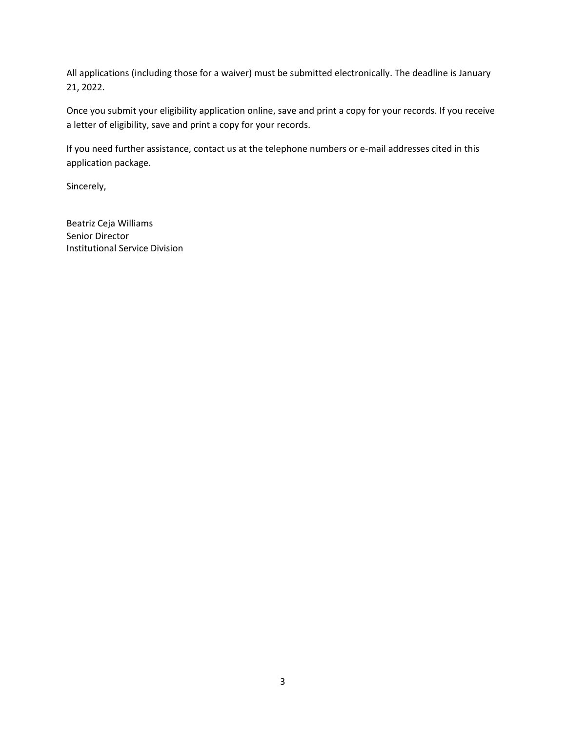All applications (including those for a waiver) must be submitted electronically. The deadline is January 21, 2022.

Once you submit your eligibility application online, save and print a copy for your records. If you receive a letter of eligibility, save and print a copy for your records.

If you need further assistance, contact us at the telephone numbers or e-mail addresses cited in this application package.

Sincerely,

Beatriz Ceja Williams
Senior Director
Institutional Service Division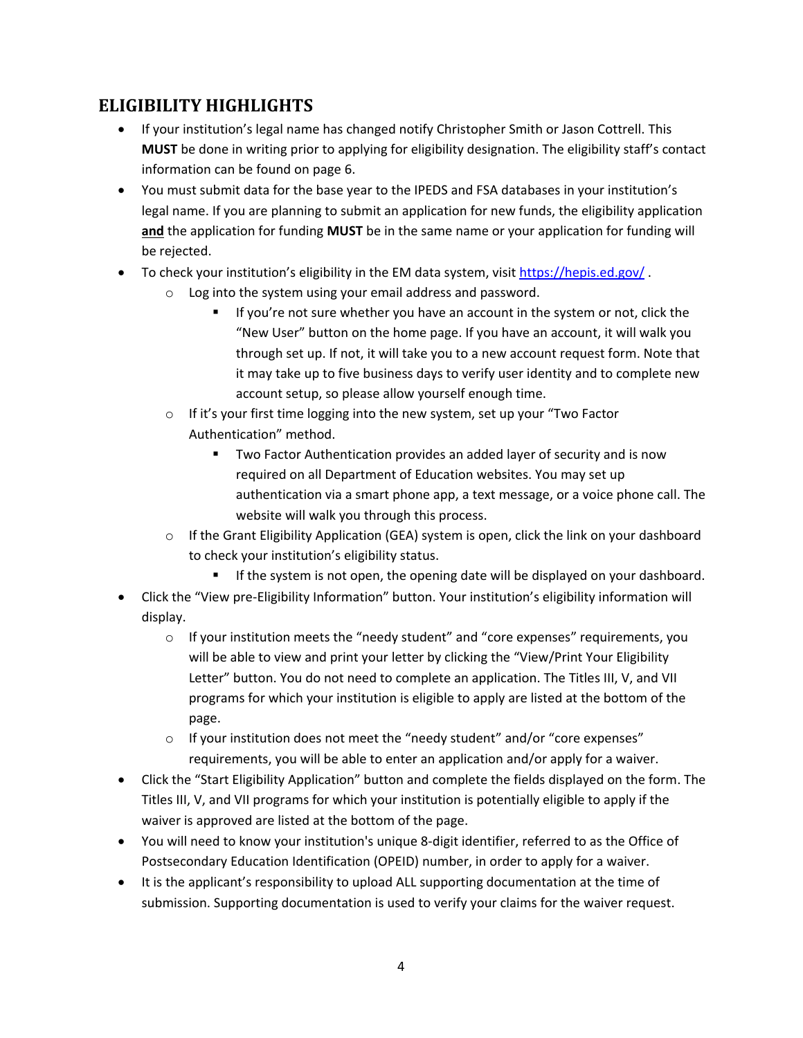## ELIGIBILITY HIGHLIGHTS

- If your institution's legal name has changed notify Christopher Smith or Jason Cottrell. This **MUST** be done in writing prior to applying for eligibility designation. The eligibility staff's contact information can be found on page 6.
- You must submit data for the base year to the IPEDS and FSA databases in your institution's legal name. If you are planning to submit an application for new funds, the eligibility application **and** the application for funding **MUST** be in the same name or your application for funding will be rejected.
- To check your institution's eligibility in the EM data system, visit https://hepis.ed.gov/ .
    - Log into the system using your email address and password.
        - If you're not sure whether you have an account in the system or not, click the "New User" button on the home page. If you have an account, it will walk you through set up. If not, it will take you to a new account request form. Note that it may take up to five business days to verify user identity and to complete new account setup, so please allow yourself enough time.
    - If it's your first time logging into the new system, set up your "Two Factor Authentication" method.
        - Two Factor Authentication provides an added layer of security and is now required on all Department of Education websites. You may set up authentication via a smart phone app, a text message, or a voice phone call. The website will walk you through this process.
    - If the Grant Eligibility Application (GEA) system is open, click the link on your dashboard to check your institution's eligibility status.
        - If the system is not open, the opening date will be displayed on your dashboard.
- Click the "View pre-Eligibility Information" button. Your institution's eligibility information will display.
    - If your institution meets the "needy student" and "core expenses" requirements, you will be able to view and print your letter by clicking the "View/Print Your Eligibility Letter" button. You do not need to complete an application. The Titles III, V, and VII programs for which your institution is eligible to apply are listed at the bottom of the page.
    - If your institution does not meet the "needy student" and/or "core expenses" requirements, you will be able to enter an application and/or apply for a waiver.
- Click the "Start Eligibility Application" button and complete the fields displayed on the form. The Titles III, V, and VII programs for which your institution is potentially eligible to apply if the waiver is approved are listed at the bottom of the page.
- You will need to know your institution's unique 8-digit identifier, referred to as the Office of Postsecondary Education Identification (OPEID) number, in order to apply for a waiver.
- It is the applicant's responsibility to upload ALL supporting documentation at the time of submission. Supporting documentation is used to verify your claims for the waiver request.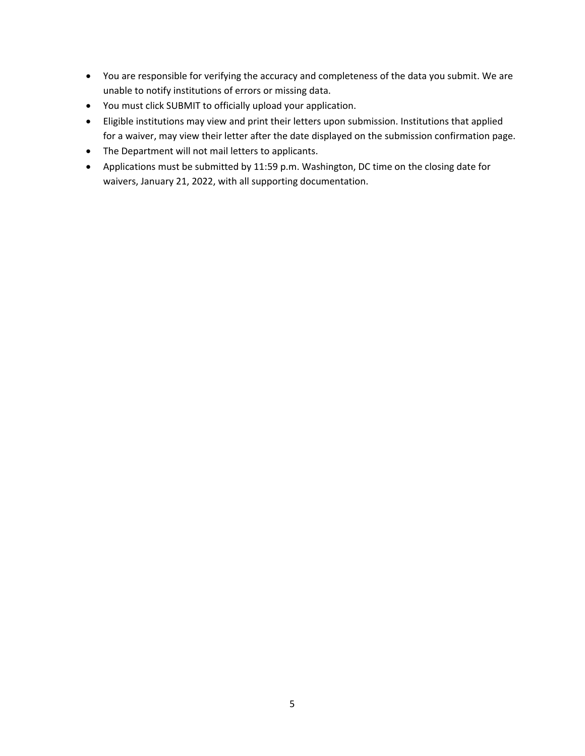- You are responsible for verifying the accuracy and completeness of the data you submit. We are unable to notify institutions of errors or missing data.
- You must click SUBMIT to officially upload your application.
- Eligible institutions may view and print their letters upon submission. Institutions that applied for a waiver, may view their letter after the date displayed on the submission confirmation page.
- The Department will not mail letters to applicants.
- Applications must be submitted by 11:59 p.m. Washington, DC time on the closing date for waivers, January 21, 2022, with all supporting documentation.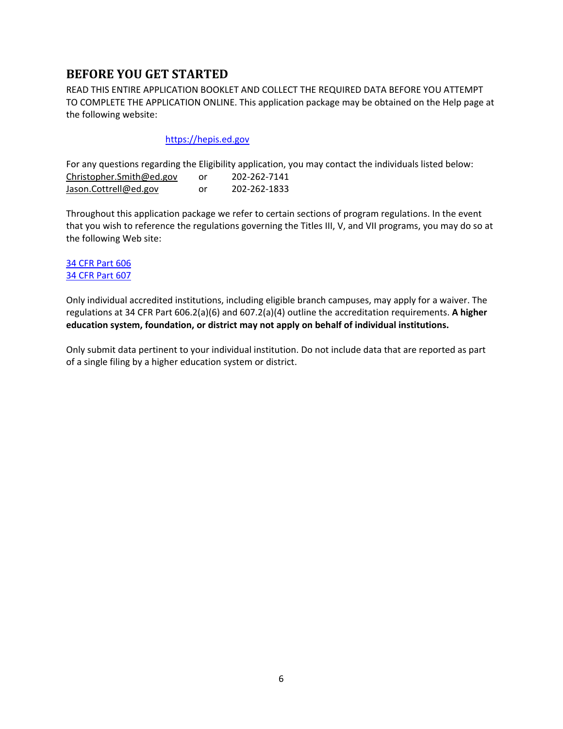## BEFORE YOU GET STARTED

READ THIS ENTIRE APPLICATION BOOKLET AND COLLECT THE REQUIRED DATA BEFORE YOU ATTEMPT TO COMPLETE THE APPLICATION ONLINE. This application package may be obtained on the Help page at the following website:

https://hepis.ed.gov

For any questions regarding the Eligibility application, you may contact the individuals listed below:

| | | |
|---|---|---|
| Christopher.Smith@ed.gov | or | 202-262-7141 |
| Jason.Cottrell@ed.gov | or | 202-262-1833 |

Throughout this application package we refer to certain sections of program regulations. In the event that you wish to reference the regulations governing the Titles III, V, and VII programs, you may do so at the following Web site:

34 CFR Part 606
34 CFR Part 607

Only individual accredited institutions, including eligible branch campuses, may apply for a waiver. The regulations at 34 CFR Part 606.2(a)(6) and 607.2(a)(4) outline the accreditation requirements. **A higher education system, foundation, or district may not apply on behalf of individual institutions.**

Only submit data pertinent to your individual institution. Do not include data that are reported as part of a single filing by a higher education system or district.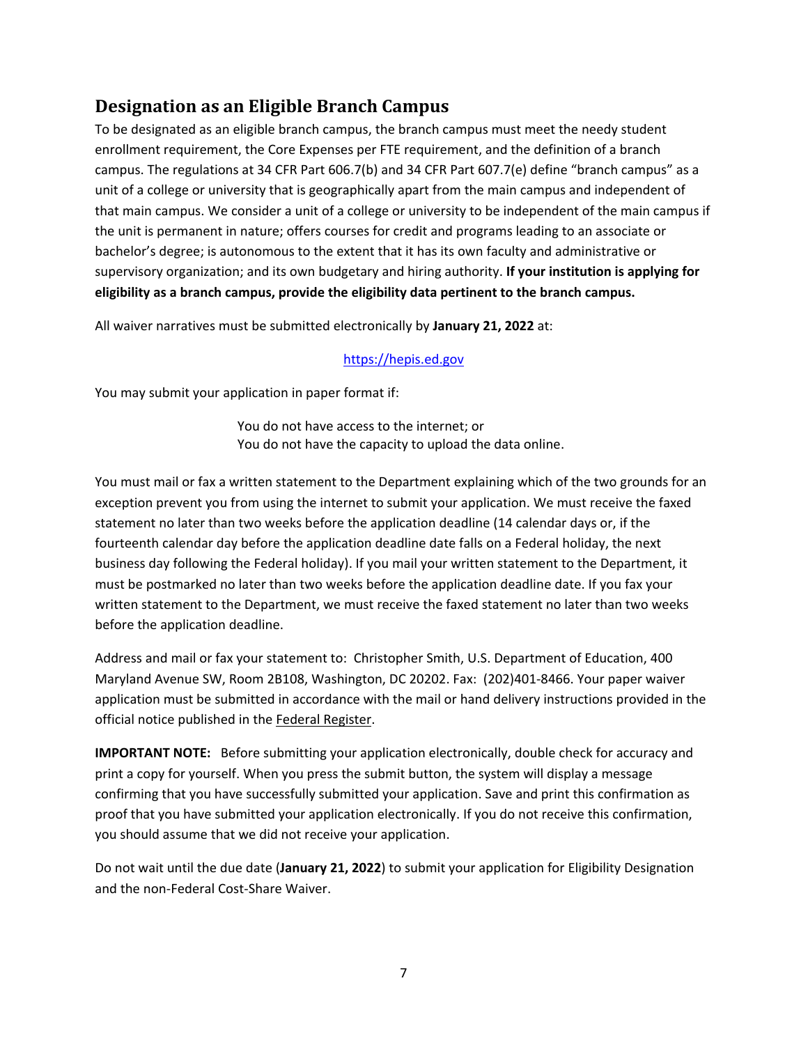## Designation as an Eligible Branch Campus

To be designated as an eligible branch campus, the branch campus must meet the needy student enrollment requirement, the Core Expenses per FTE requirement, and the definition of a branch campus. The regulations at 34 CFR Part 606.7(b) and 34 CFR Part 607.7(e) define "branch campus" as a unit of a college or university that is geographically apart from the main campus and independent of that main campus. We consider a unit of a college or university to be independent of the main campus if the unit is permanent in nature; offers courses for credit and programs leading to an associate or bachelor's degree; is autonomous to the extent that it has its own faculty and administrative or supervisory organization; and its own budgetary and hiring authority. **If your institution is applying for eligibility as a branch campus, provide the eligibility data pertinent to the branch campus.**

All waiver narratives must be submitted electronically by **January 21, 2022** at:

https://hepis.ed.gov

You may submit your application in paper format if:

You do not have access to the internet; or
You do not have the capacity to upload the data online.

You must mail or fax a written statement to the Department explaining which of the two grounds for an exception prevent you from using the internet to submit your application. We must receive the faxed statement no later than two weeks before the application deadline (14 calendar days or, if the fourteenth calendar day before the application deadline date falls on a Federal holiday, the next business day following the Federal holiday). If you mail your written statement to the Department, it must be postmarked no later than two weeks before the application deadline date. If you fax your written statement to the Department, we must receive the faxed statement no later than two weeks before the application deadline.

Address and mail or fax your statement to: Christopher Smith, U.S. Department of Education, 400 Maryland Avenue SW, Room 2B108, Washington, DC 20202. Fax: (202)401-8466. Your paper waiver application must be submitted in accordance with the mail or hand delivery instructions provided in the official notice published in the Federal Register.

**IMPORTANT NOTE:** Before submitting your application electronically, double check for accuracy and print a copy for yourself. When you press the submit button, the system will display a message confirming that you have successfully submitted your application. Save and print this confirmation as proof that you have submitted your application electronically. If you do not receive this confirmation, you should assume that we did not receive your application.

Do not wait until the due date (**January 21, 2022**) to submit your application for Eligibility Designation and the non-Federal Cost-Share Waiver.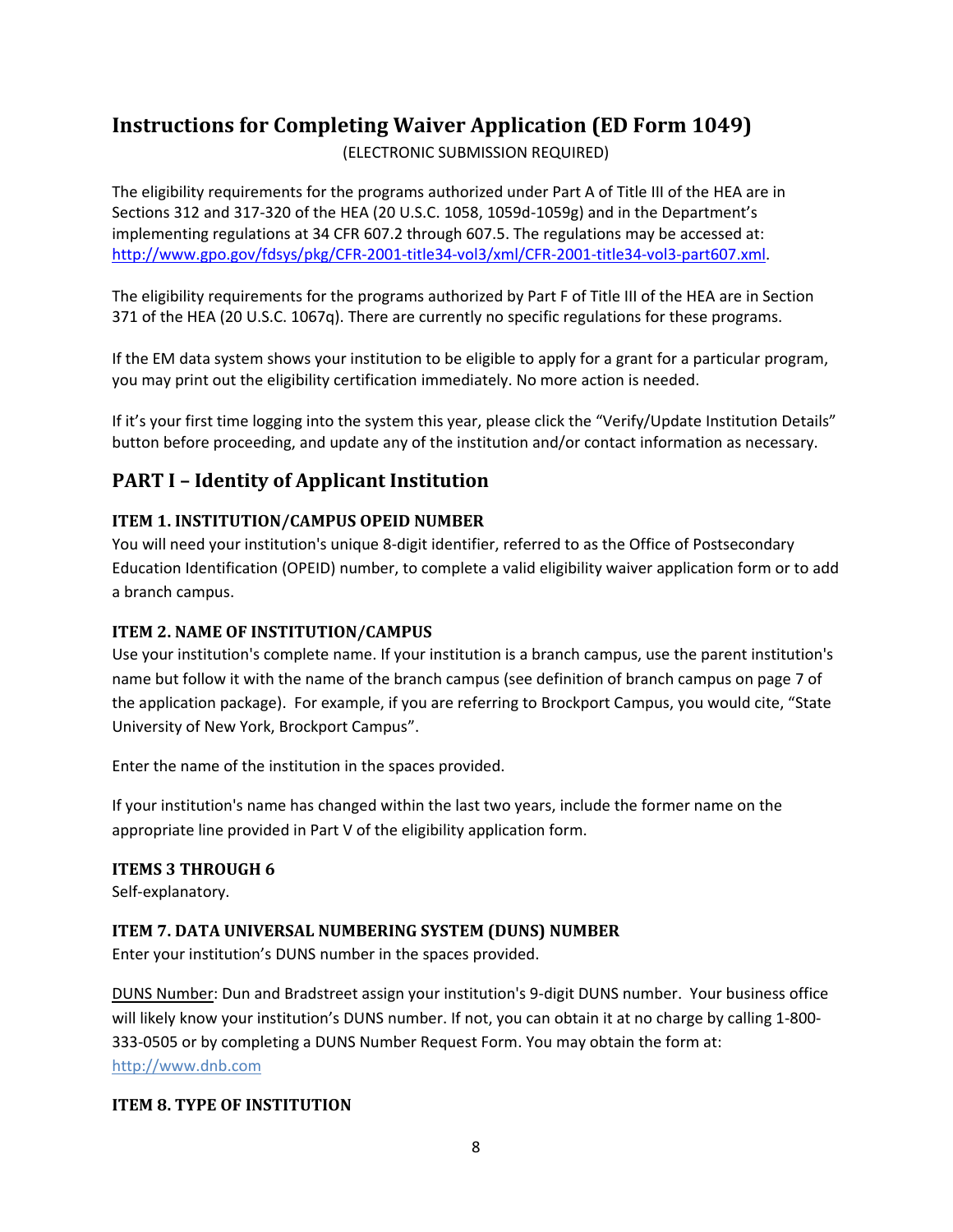# Instructions for Completing Waiver Application (ED Form 1049)

(ELECTRONIC SUBMISSION REQUIRED)

The eligibility requirements for the programs authorized under Part A of Title III of the HEA are in Sections 312 and 317-320 of the HEA (20 U.S.C. 1058, 1059d-1059g) and in the Department's implementing regulations at 34 CFR 607.2 through 607.5. The regulations may be accessed at: http://www.gpo.gov/fdsys/pkg/CFR-2001-title34-vol3/xml/CFR-2001-title34-vol3-part607.xml.

The eligibility requirements for the programs authorized by Part F of Title III of the HEA are in Section 371 of the HEA (20 U.S.C. 1067q). There are currently no specific regulations for these programs.

If the EM data system shows your institution to be eligible to apply for a grant for a particular program, you may print out the eligibility certification immediately. No more action is needed.

If it's your first time logging into the system this year, please click the "Verify/Update Institution Details" button before proceeding, and update any of the institution and/or contact information as necessary.

## PART I – Identity of Applicant Institution

### ITEM 1. INSTITUTION/CAMPUS OPEID NUMBER

You will need your institution's unique 8-digit identifier, referred to as the Office of Postsecondary Education Identification (OPEID) number, to complete a valid eligibility waiver application form or to add a branch campus.

### ITEM 2. NAME OF INSTITUTION/CAMPUS

Use your institution's complete name. If your institution is a branch campus, use the parent institution's name but follow it with the name of the branch campus (see definition of branch campus on page 7 of the application package). For example, if you are referring to Brockport Campus, you would cite, "State University of New York, Brockport Campus".

Enter the name of the institution in the spaces provided.

If your institution's name has changed within the last two years, include the former name on the appropriate line provided in Part V of the eligibility application form.

### ITEMS 3 THROUGH 6

Self-explanatory.

### ITEM 7. DATA UNIVERSAL NUMBERING SYSTEM (DUNS) NUMBER

Enter your institution's DUNS number in the spaces provided.

DUNS Number: Dun and Bradstreet assign your institution's 9-digit DUNS number. Your business office will likely know your institution's DUNS number. If not, you can obtain it at no charge by calling 1-800-333-0505 or by completing a DUNS Number Request Form. You may obtain the form at: http://www.dnb.com

### ITEM 8. TYPE OF INSTITUTION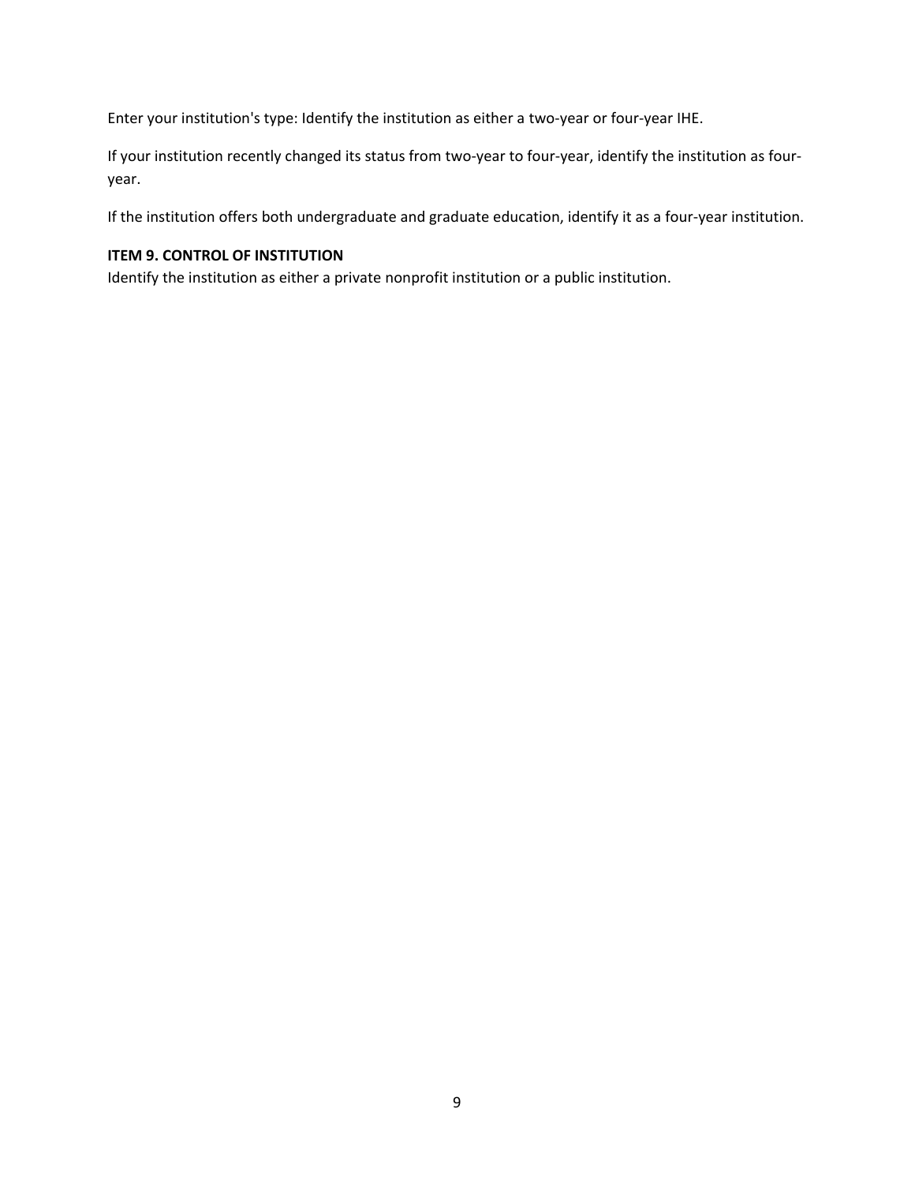Enter your institution's type: Identify the institution as either a two-year or four-year IHE.

If your institution recently changed its status from two-year to four-year, identify the institution as four-year.

If the institution offers both undergraduate and graduate education, identify it as a four-year institution.

**ITEM 9. CONTROL OF INSTITUTION**

Identify the institution as either a private nonprofit institution or a public institution.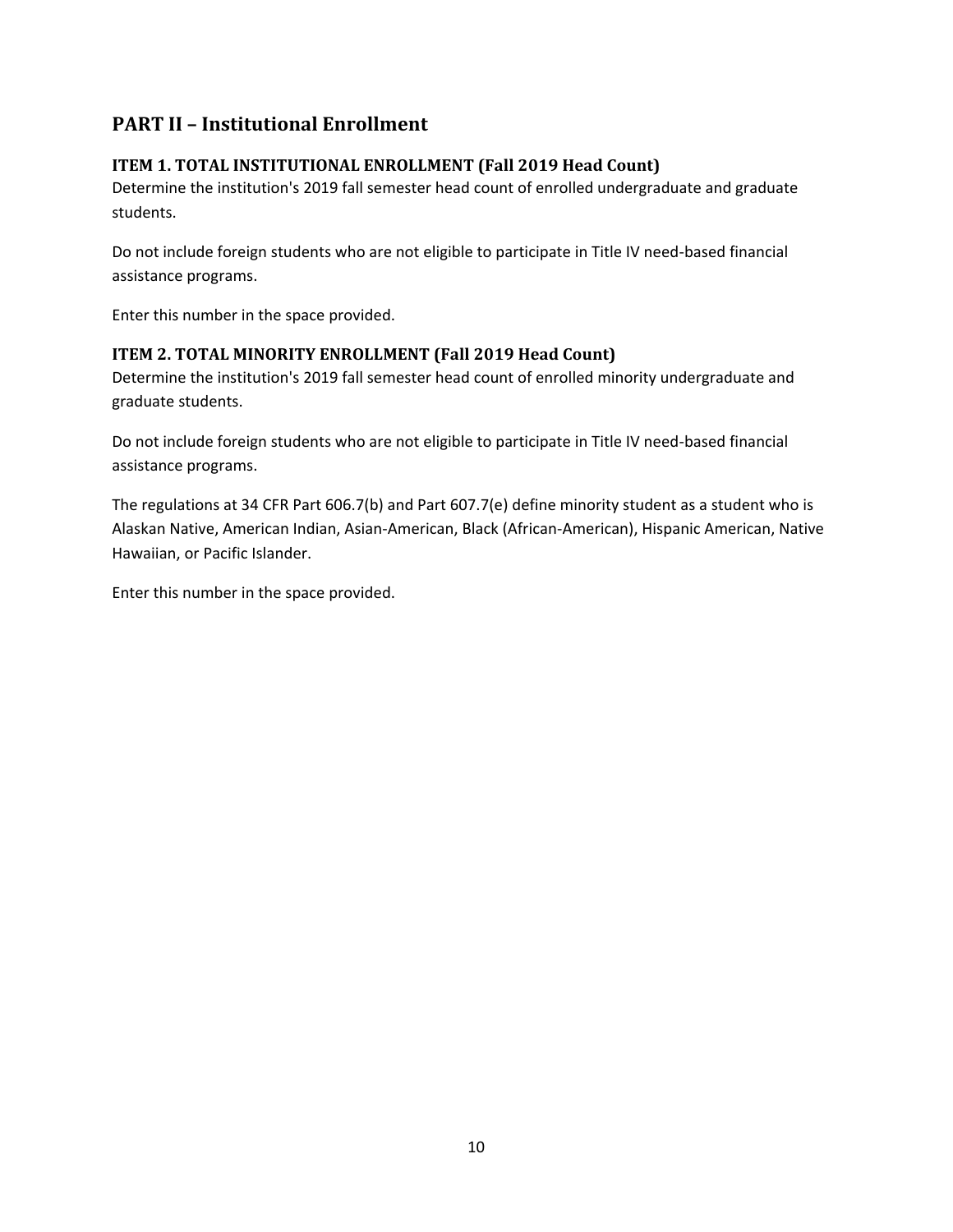## PART II – Institutional Enrollment

### ITEM 1. TOTAL INSTITUTIONAL ENROLLMENT (Fall 2019 Head Count)

Determine the institution's 2019 fall semester head count of enrolled undergraduate and graduate students.

Do not include foreign students who are not eligible to participate in Title IV need-based financial assistance programs.

Enter this number in the space provided.

### ITEM 2. TOTAL MINORITY ENROLLMENT (Fall 2019 Head Count)

Determine the institution's 2019 fall semester head count of enrolled minority undergraduate and graduate students.

Do not include foreign students who are not eligible to participate in Title IV need-based financial assistance programs.

The regulations at 34 CFR Part 606.7(b) and Part 607.7(e) define minority student as a student who is Alaskan Native, American Indian, Asian-American, Black (African-American), Hispanic American, Native Hawaiian, or Pacific Islander.

Enter this number in the space provided.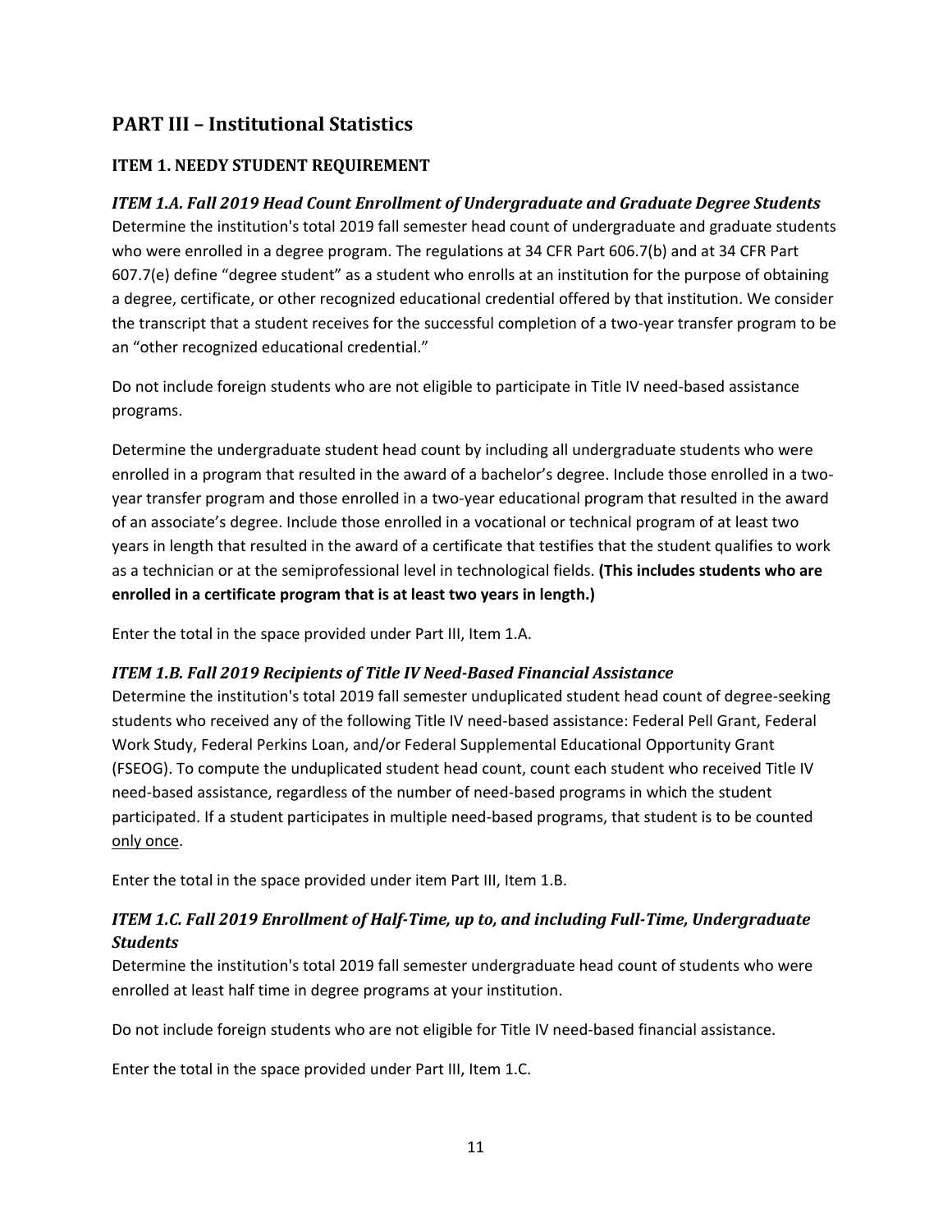## PART III – Institutional Statistics

### ITEM 1. NEEDY STUDENT REQUIREMENT

#### *ITEM 1.A. Fall 2019 Head Count Enrollment of Undergraduate and Graduate Degree Students*

Determine the institution's total 2019 fall semester head count of undergraduate and graduate students who were enrolled in a degree program. The regulations at 34 CFR Part 606.7(b) and at 34 CFR Part 607.7(e) define "degree student" as a student who enrolls at an institution for the purpose of obtaining a degree, certificate, or other recognized educational credential offered by that institution. We consider the transcript that a student receives for the successful completion of a two-year transfer program to be an "other recognized educational credential."

Do not include foreign students who are not eligible to participate in Title IV need-based assistance programs.

Determine the undergraduate student head count by including all undergraduate students who were enrolled in a program that resulted in the award of a bachelor's degree. Include those enrolled in a two-year transfer program and those enrolled in a two-year educational program that resulted in the award of an associate's degree. Include those enrolled in a vocational or technical program of at least two years in length that resulted in the award of a certificate that testifies that the student qualifies to work as a technician or at the semiprofessional level in technological fields. **(This includes students who are enrolled in a certificate program that is at least two years in length.)**

Enter the total in the space provided under Part III, Item 1.A.

#### *ITEM 1.B. Fall 2019 Recipients of Title IV Need-Based Financial Assistance*

Determine the institution's total 2019 fall semester unduplicated student head count of degree-seeking students who received any of the following Title IV need-based assistance: Federal Pell Grant, Federal Work Study, Federal Perkins Loan, and/or Federal Supplemental Educational Opportunity Grant (FSEOG). To compute the unduplicated student head count, count each student who received Title IV need-based assistance, regardless of the number of need-based programs in which the student participated. If a student participates in multiple need-based programs, that student is to be counted only once.

Enter the total in the space provided under item Part III, Item 1.B.

#### *ITEM 1.C. Fall 2019 Enrollment of Half-Time, up to, and including Full-Time, Undergraduate Students*

Determine the institution's total 2019 fall semester undergraduate head count of students who were enrolled at least half time in degree programs at your institution.

Do not include foreign students who are not eligible for Title IV need-based financial assistance.

Enter the total in the space provided under Part III, Item 1.C.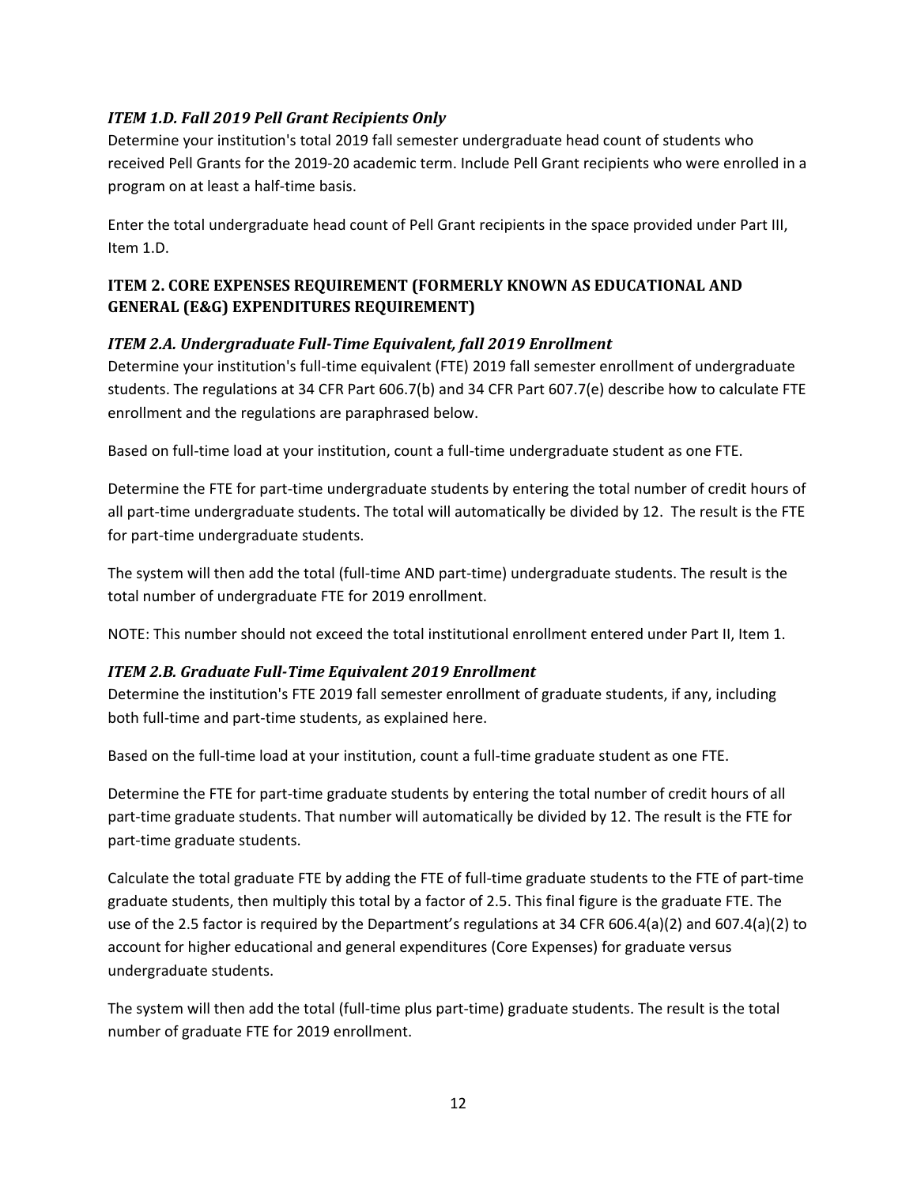### *ITEM 1.D. Fall 2019 Pell Grant Recipients Only*

Determine your institution's total 2019 fall semester undergraduate head count of students who received Pell Grants for the 2019-20 academic term. Include Pell Grant recipients who were enrolled in a program on at least a half-time basis.

Enter the total undergraduate head count of Pell Grant recipients in the space provided under Part III, Item 1.D.

## ITEM 2. CORE EXPENSES REQUIREMENT (FORMERLY KNOWN AS EDUCATIONAL AND GENERAL (E&G) EXPENDITURES REQUIREMENT)

### *ITEM 2.A. Undergraduate Full-Time Equivalent, fall 2019 Enrollment*

Determine your institution's full-time equivalent (FTE) 2019 fall semester enrollment of undergraduate students. The regulations at 34 CFR Part 606.7(b) and 34 CFR Part 607.7(e) describe how to calculate FTE enrollment and the regulations are paraphrased below.

Based on full-time load at your institution, count a full-time undergraduate student as one FTE.

Determine the FTE for part-time undergraduate students by entering the total number of credit hours of all part-time undergraduate students. The total will automatically be divided by 12. The result is the FTE for part-time undergraduate students.

The system will then add the total (full-time AND part-time) undergraduate students. The result is the total number of undergraduate FTE for 2019 enrollment.

NOTE: This number should not exceed the total institutional enrollment entered under Part II, Item 1.

### *ITEM 2.B. Graduate Full-Time Equivalent 2019 Enrollment*

Determine the institution's FTE 2019 fall semester enrollment of graduate students, if any, including both full-time and part-time students, as explained here.

Based on the full-time load at your institution, count a full-time graduate student as one FTE.

Determine the FTE for part-time graduate students by entering the total number of credit hours of all part-time graduate students. That number will automatically be divided by 12. The result is the FTE for part-time graduate students.

Calculate the total graduate FTE by adding the FTE of full-time graduate students to the FTE of part-time graduate students, then multiply this total by a factor of 2.5. This final figure is the graduate FTE. The use of the 2.5 factor is required by the Department's regulations at 34 CFR 606.4(a)(2) and 607.4(a)(2) to account for higher educational and general expenditures (Core Expenses) for graduate versus undergraduate students.

The system will then add the total (full-time plus part-time) graduate students. The result is the total number of graduate FTE for 2019 enrollment.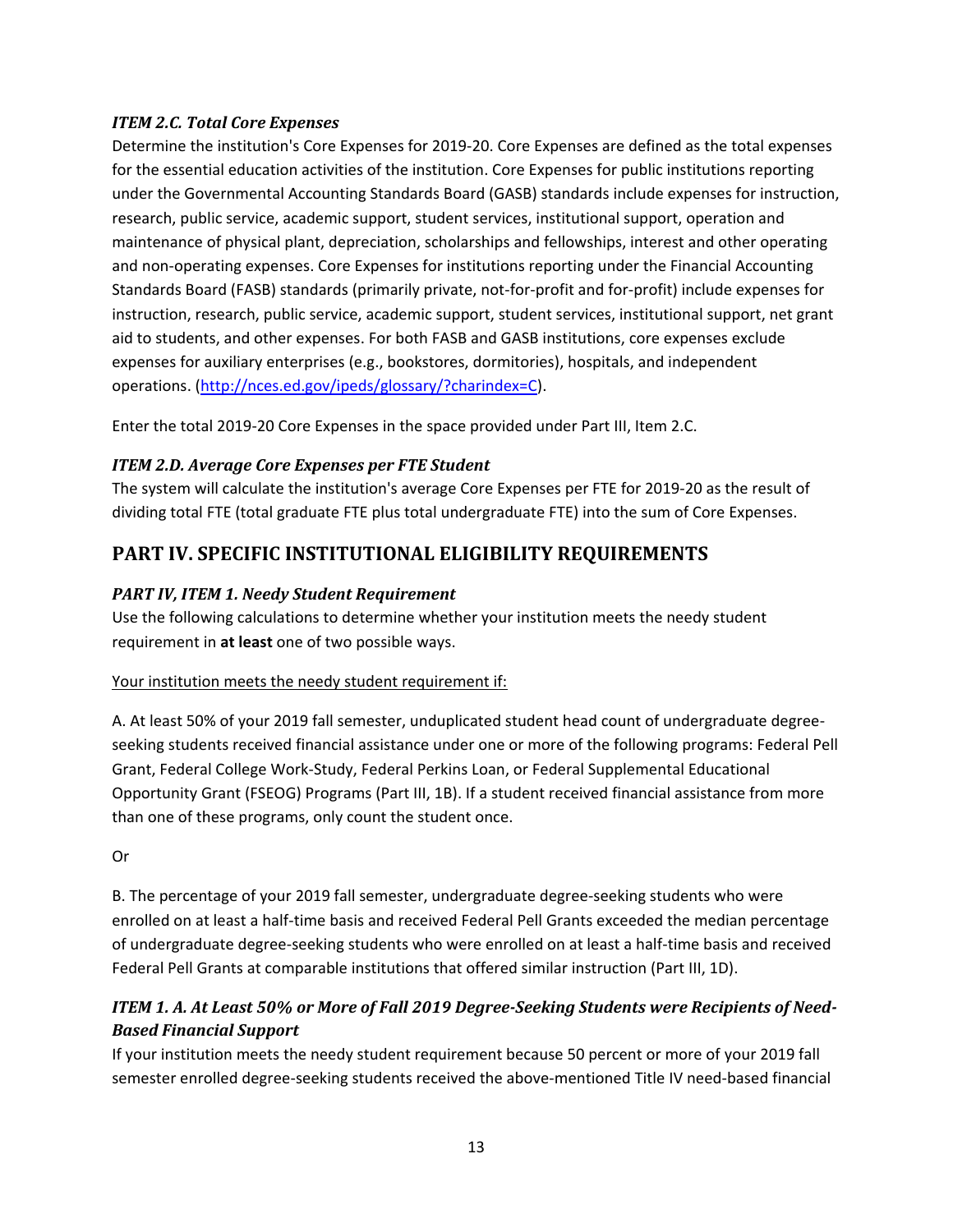### *ITEM 2.C. Total Core Expenses*

Determine the institution's Core Expenses for 2019-20. Core Expenses are defined as the total expenses for the essential education activities of the institution. Core Expenses for public institutions reporting under the Governmental Accounting Standards Board (GASB) standards include expenses for instruction, research, public service, academic support, student services, institutional support, operation and maintenance of physical plant, depreciation, scholarships and fellowships, interest and other operating and non-operating expenses. Core Expenses for institutions reporting under the Financial Accounting Standards Board (FASB) standards (primarily private, not-for-profit and for-profit) include expenses for instruction, research, public service, academic support, student services, institutional support, net grant aid to students, and other expenses. For both FASB and GASB institutions, core expenses exclude expenses for auxiliary enterprises (e.g., bookstores, dormitories), hospitals, and independent operations. (http://nces.ed.gov/ipeds/glossary/?charindex=C).

Enter the total 2019-20 Core Expenses in the space provided under Part III, Item 2.C.

### *ITEM 2.D. Average Core Expenses per FTE Student*

The system will calculate the institution's average Core Expenses per FTE for 2019-20 as the result of dividing total FTE (total graduate FTE plus total undergraduate FTE) into the sum of Core Expenses.

## PART IV. SPECIFIC INSTITUTIONAL ELIGIBILITY REQUIREMENTS

### *PART IV, ITEM 1. Needy Student Requirement*

Use the following calculations to determine whether your institution meets the needy student requirement in **at least** one of two possible ways.

<u>Your institution meets the needy student requirement if:</u>

A. At least 50% of your 2019 fall semester, unduplicated student head count of undergraduate degree-seeking students received financial assistance under one or more of the following programs: Federal Pell Grant, Federal College Work-Study, Federal Perkins Loan, or Federal Supplemental Educational Opportunity Grant (FSEOG) Programs (Part III, 1B). If a student received financial assistance from more than one of these programs, only count the student once.

Or

B. The percentage of your 2019 fall semester, undergraduate degree-seeking students who were enrolled on at least a half-time basis and received Federal Pell Grants exceeded the median percentage of undergraduate degree-seeking students who were enrolled on at least a half-time basis and received Federal Pell Grants at comparable institutions that offered similar instruction (Part III, 1D).

### *ITEM 1. A. At Least 50% or More of Fall 2019 Degree-Seeking Students were Recipients of Need-Based Financial Support*

If your institution meets the needy student requirement because 50 percent or more of your 2019 fall semester enrolled degree-seeking students received the above-mentioned Title IV need-based financial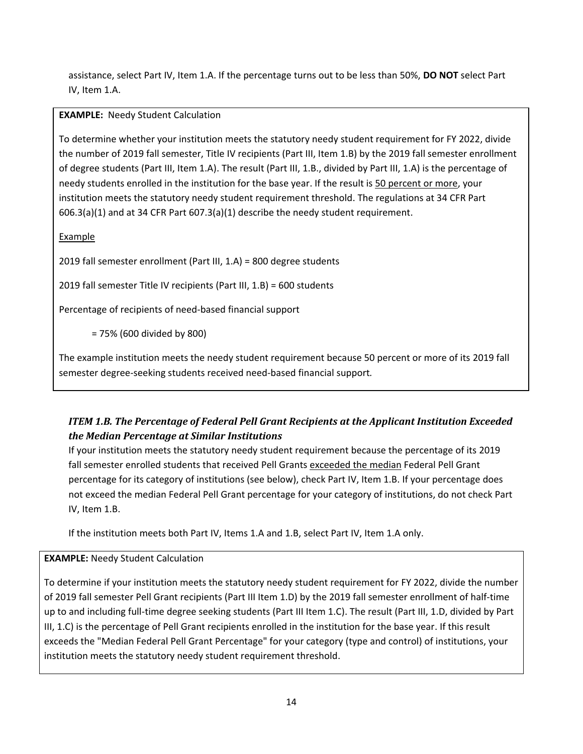assistance, select Part IV, Item 1.A. If the percentage turns out to be less than 50%, **DO NOT** select Part IV, Item 1.A.

**EXAMPLE:** Needy Student Calculation

To determine whether your institution meets the statutory needy student requirement for FY 2022, divide the number of 2019 fall semester, Title IV recipients (Part III, Item 1.B) by the 2019 fall semester enrollment of degree students (Part III, Item 1.A). The result (Part III, 1.B., divided by Part III, 1.A) is the percentage of needy students enrolled in the institution for the base year. If the result is <u>50 percent or more</u>, your institution meets the statutory needy student requirement threshold. The regulations at 34 CFR Part 606.3(a)(1) and at 34 CFR Part 607.3(a)(1) describe the needy student requirement.

<u>Example</u>

2019 fall semester enrollment (Part III, 1.A) = 800 degree students

2019 fall semester Title IV recipients (Part III, 1.B) = 600 students

Percentage of recipients of need-based financial support

= 75% (600 divided by 800)

The example institution meets the needy student requirement because 50 percent or more of its 2019 fall semester degree-seeking students received need-based financial support*.*

### *ITEM 1.B. The Percentage of Federal Pell Grant Recipients at the Applicant Institution Exceeded the Median Percentage at Similar Institutions*

If your institution meets the statutory needy student requirement because the percentage of its 2019 fall semester enrolled students that received Pell Grants <u>exceeded the median</u> Federal Pell Grant percentage for its category of institutions (see below), check Part IV, Item 1.B. If your percentage does not exceed the median Federal Pell Grant percentage for your category of institutions, do not check Part IV, Item 1.B.

If the institution meets both Part IV, Items 1.A and 1.B, select Part IV, Item 1.A only.

**EXAMPLE:** Needy Student Calculation

To determine if your institution meets the statutory needy student requirement for FY 2022, divide the number of 2019 fall semester Pell Grant recipients (Part III Item 1.D) by the 2019 fall semester enrollment of half-time up to and including full-time degree seeking students (Part III Item 1.C). The result (Part III, 1.D, divided by Part III, 1.C) is the percentage of Pell Grant recipients enrolled in the institution for the base year. If this result exceeds the "Median Federal Pell Grant Percentage" for your category (type and control) of institutions, your institution meets the statutory needy student requirement threshold.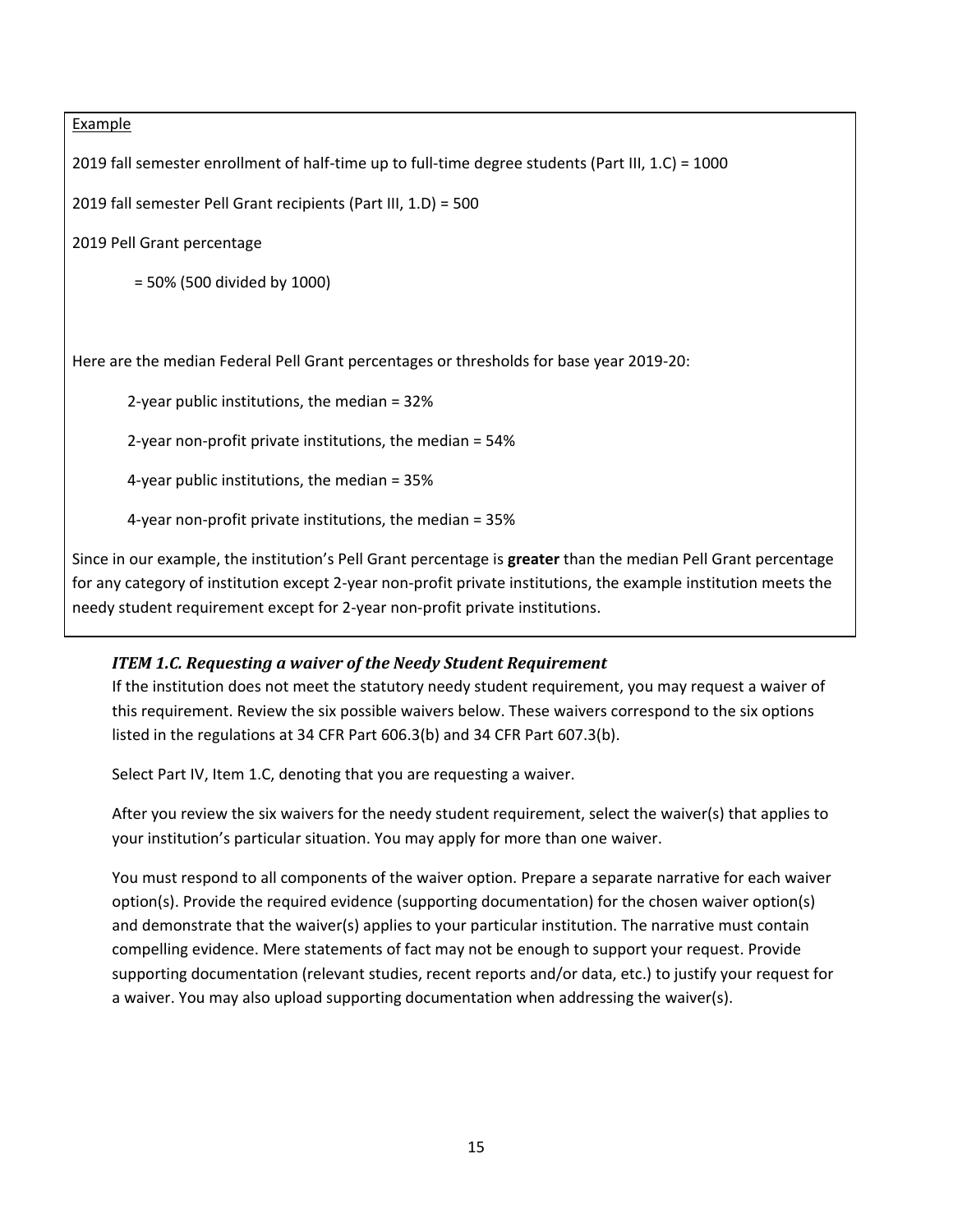<u>Example</u>

2019 fall semester enrollment of half-time up to full-time degree students (Part III, 1.C) = 1000

2019 fall semester Pell Grant recipients (Part III, 1.D) = 500

2019 Pell Grant percentage

= 50% (500 divided by 1000)

Here are the median Federal Pell Grant percentages or thresholds for base year 2019-20:

2-year public institutions, the median = 32%

2-year non-profit private institutions, the median = 54%

4-year public institutions, the median = 35%

4-year non-profit private institutions, the median = 35%

Since in our example, the institution's Pell Grant percentage is **greater** than the median Pell Grant percentage for any category of institution except 2-year non-profit private institutions, the example institution meets the needy student requirement except for 2-year non-profit private institutions.

### *ITEM 1.C. Requesting a waiver of the Needy Student Requirement*

If the institution does not meet the statutory needy student requirement, you may request a waiver of this requirement. Review the six possible waivers below. These waivers correspond to the six options listed in the regulations at 34 CFR Part 606.3(b) and 34 CFR Part 607.3(b).

Select Part IV, Item 1.C, denoting that you are requesting a waiver.

After you review the six waivers for the needy student requirement, select the waiver(s) that applies to your institution's particular situation. You may apply for more than one waiver.

You must respond to all components of the waiver option. Prepare a separate narrative for each waiver option(s). Provide the required evidence (supporting documentation) for the chosen waiver option(s) and demonstrate that the waiver(s) applies to your particular institution. The narrative must contain compelling evidence. Mere statements of fact may not be enough to support your request. Provide supporting documentation (relevant studies, recent reports and/or data, etc.) to justify your request for a waiver. You may also upload supporting documentation when addressing the waiver(s).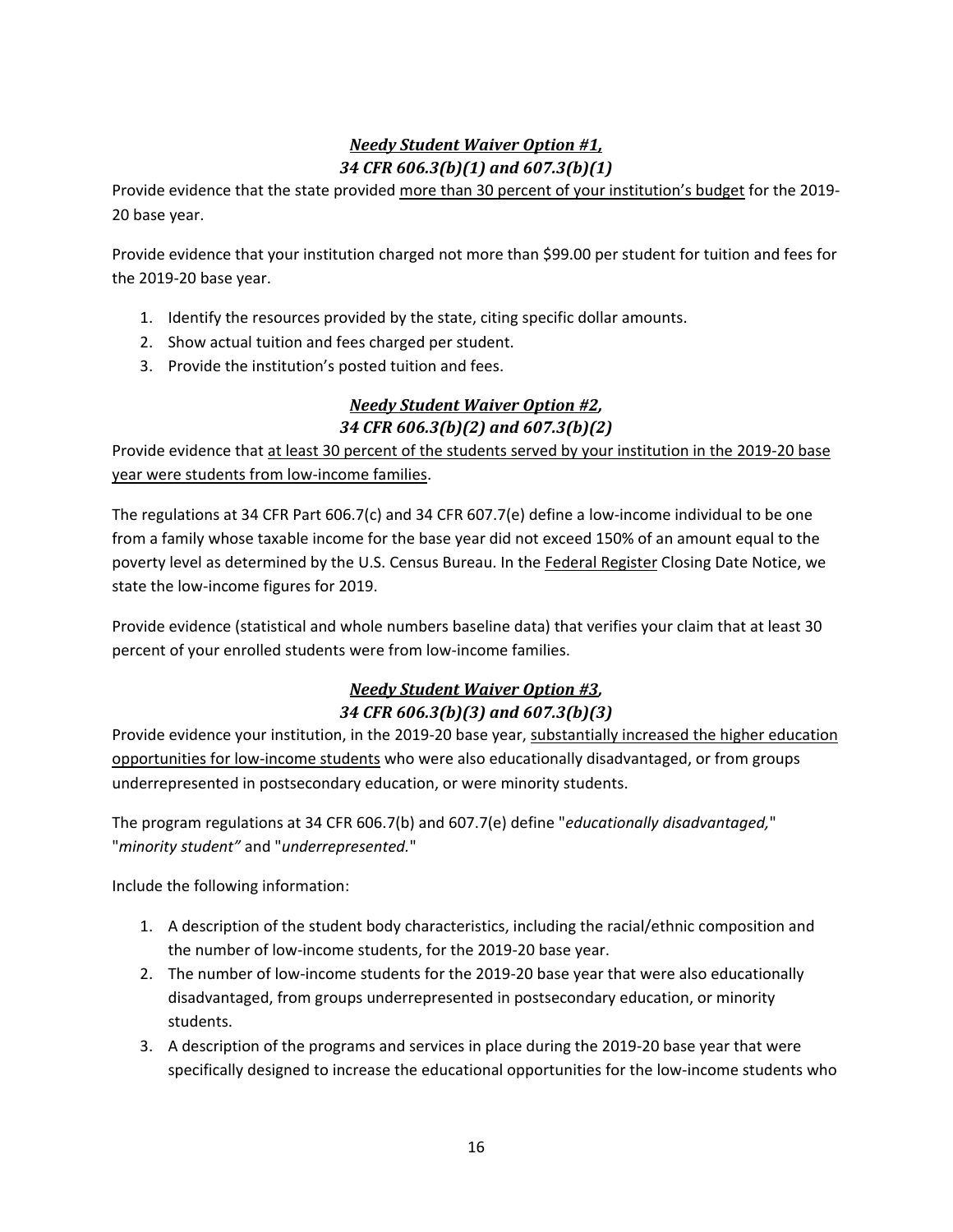### ***Needy Student Waiver Option #1,***
### ***34 CFR 606.3(b)(1) and 607.3(b)(1)***

Provide evidence that the state provided more than 30 percent of your institution's budget for the 2019-20 base year.

Provide evidence that your institution charged not more than $99.00 per student for tuition and fees for the 2019-20 base year.

1. Identify the resources provided by the state, citing specific dollar amounts.
2. Show actual tuition and fees charged per student.
3. Provide the institution's posted tuition and fees.

### ***Needy Student Waiver Option #2,***
### ***34 CFR 606.3(b)(2) and 607.3(b)(2)***

Provide evidence that at least 30 percent of the students served by your institution in the 2019-20 base year were students from low-income families.

The regulations at 34 CFR Part 606.7(c) and 34 CFR 607.7(e) define a low-income individual to be one from a family whose taxable income for the base year did not exceed 150% of an amount equal to the poverty level as determined by the U.S. Census Bureau. In the Federal Register Closing Date Notice, we state the low-income figures for 2019.

Provide evidence (statistical and whole numbers baseline data) that verifies your claim that at least 30 percent of your enrolled students were from low-income families.

### ***Needy Student Waiver Option #3,***
### ***34 CFR 606.3(b)(3) and 607.3(b)(3)***

Provide evidence your institution, in the 2019-20 base year, substantially increased the higher education opportunities for low-income students who were also educationally disadvantaged, or from groups underrepresented in postsecondary education, or were minority students.

The program regulations at 34 CFR 606.7(b) and 607.7(e) define "*educationally disadvantaged,*" "*minority student"* and "*underrepresented.*"

Include the following information:

1. A description of the student body characteristics, including the racial/ethnic composition and the number of low-income students, for the 2019-20 base year.
2. The number of low-income students for the 2019-20 base year that were also educationally disadvantaged, from groups underrepresented in postsecondary education, or minority students.
3. A description of the programs and services in place during the 2019-20 base year that were specifically designed to increase the educational opportunities for the low-income students who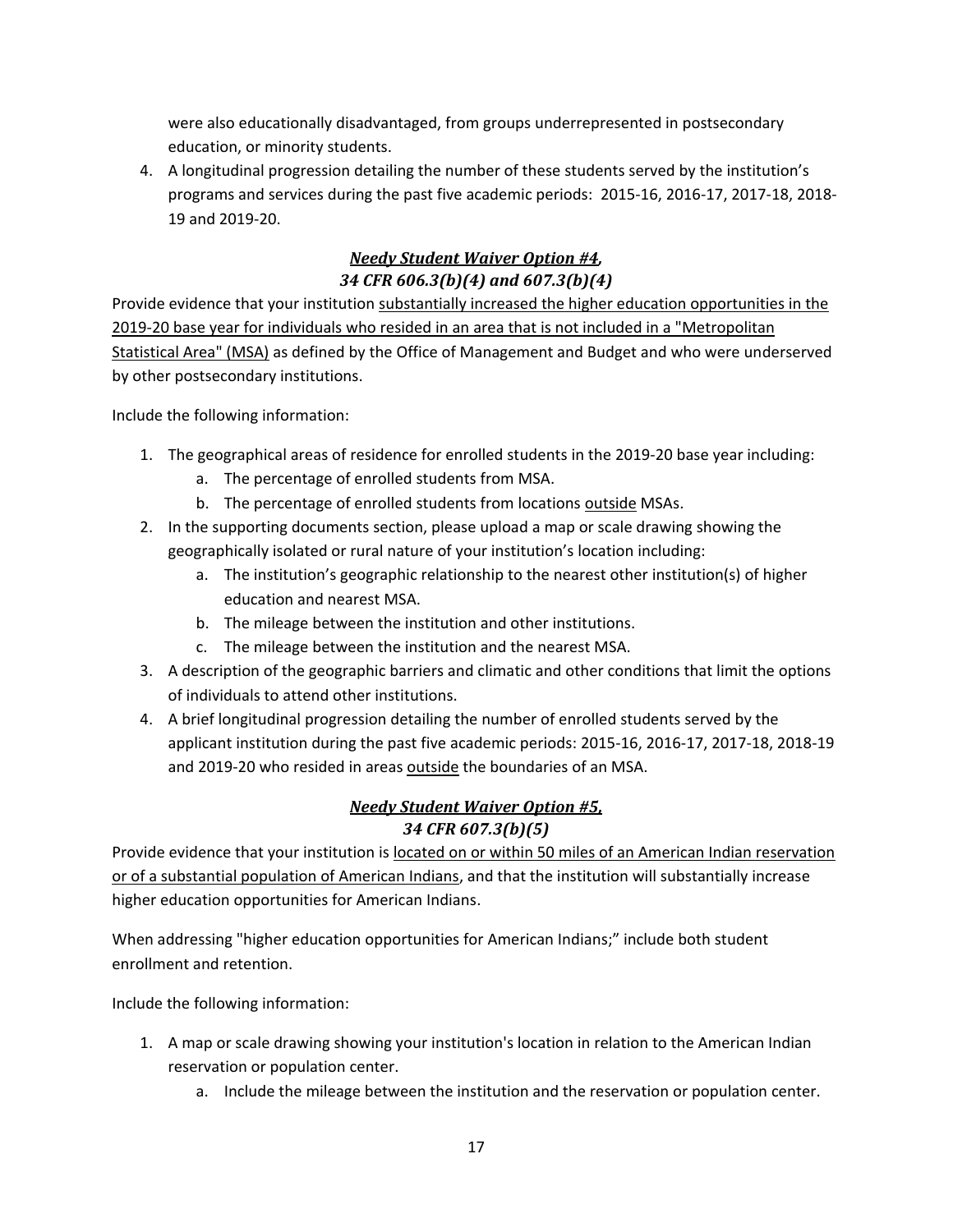were also educationally disadvantaged, from groups underrepresented in postsecondary education, or minority students.

4. A longitudinal progression detailing the number of these students served by the institution's programs and services during the past five academic periods: 2015-16, 2016-17, 2017-18, 2018-19 and 2019-20.

### ***Needy Student Waiver Option #4, 34 CFR 606.3(b)(4) and 607.3(b)(4)***

Provide evidence that your institution substantially increased the higher education opportunities in the 2019-20 base year for individuals who resided in an area that is not included in a "Metropolitan Statistical Area" (MSA) as defined by the Office of Management and Budget and who were underserved by other postsecondary institutions.

Include the following information:

1. The geographical areas of residence for enrolled students in the 2019-20 base year including:
   a. The percentage of enrolled students from MSA.
   b. The percentage of enrolled students from locations outside MSAs.
2. In the supporting documents section, please upload a map or scale drawing showing the geographically isolated or rural nature of your institution's location including:
   a. The institution's geographic relationship to the nearest other institution(s) of higher education and nearest MSA.
   b. The mileage between the institution and other institutions.
   c. The mileage between the institution and the nearest MSA.
3. A description of the geographic barriers and climatic and other conditions that limit the options of individuals to attend other institutions.
4. A brief longitudinal progression detailing the number of enrolled students served by the applicant institution during the past five academic periods: 2015-16, 2016-17, 2017-18, 2018-19 and 2019-20 who resided in areas outside the boundaries of an MSA.

### ***Needy Student Waiver Option #5, 34 CFR 607.3(b)(5)***

Provide evidence that your institution is located on or within 50 miles of an American Indian reservation or of a substantial population of American Indians, and that the institution will substantially increase higher education opportunities for American Indians.

When addressing "higher education opportunities for American Indians;" include both student enrollment and retention.

Include the following information:

1. A map or scale drawing showing your institution's location in relation to the American Indian reservation or population center.
   a. Include the mileage between the institution and the reservation or population center.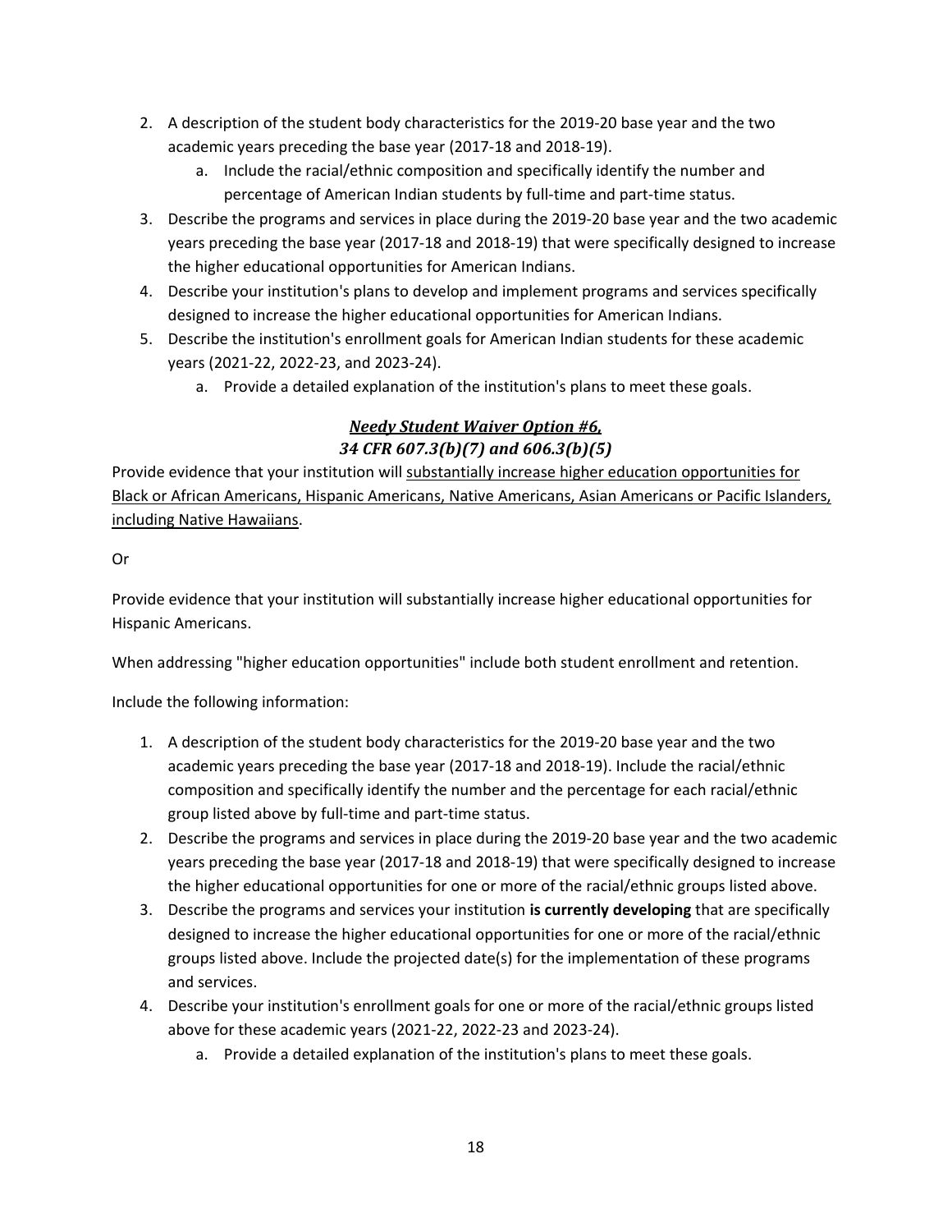2. A description of the student body characteristics for the 2019-20 base year and the two academic years preceding the base year (2017-18 and 2018-19).
    a. Include the racial/ethnic composition and specifically identify the number and percentage of American Indian students by full-time and part-time status.
3. Describe the programs and services in place during the 2019-20 base year and the two academic years preceding the base year (2017-18 and 2018-19) that were specifically designed to increase the higher educational opportunities for American Indians.
4. Describe your institution's plans to develop and implement programs and services specifically designed to increase the higher educational opportunities for American Indians.
5. Describe the institution's enrollment goals for American Indian students for these academic years (2021-22, 2022-23, and 2023-24).
    a. Provide a detailed explanation of the institution's plans to meet these goals.

### ***Needy Student Waiver Option #6,*** ***34 CFR 607.3(b)(7) and 606.3(b)(5)***

Provide evidence that your institution will substantially increase higher education opportunities for Black or African Americans, Hispanic Americans, Native Americans, Asian Americans or Pacific Islanders, including Native Hawaiians.

Or

Provide evidence that your institution will substantially increase higher educational opportunities for Hispanic Americans.

When addressing "higher education opportunities" include both student enrollment and retention.

Include the following information:

1. A description of the student body characteristics for the 2019-20 base year and the two academic years preceding the base year (2017-18 and 2018-19). Include the racial/ethnic composition and specifically identify the number and the percentage for each racial/ethnic group listed above by full-time and part-time status.
2. Describe the programs and services in place during the 2019-20 base year and the two academic years preceding the base year (2017-18 and 2018-19) that were specifically designed to increase the higher educational opportunities for one or more of the racial/ethnic groups listed above.
3. Describe the programs and services your institution **is currently developing** that are specifically designed to increase the higher educational opportunities for one or more of the racial/ethnic groups listed above. Include the projected date(s) for the implementation of these programs and services.
4. Describe your institution's enrollment goals for one or more of the racial/ethnic groups listed above for these academic years (2021-22, 2022-23 and 2023-24).
    a. Provide a detailed explanation of the institution's plans to meet these goals.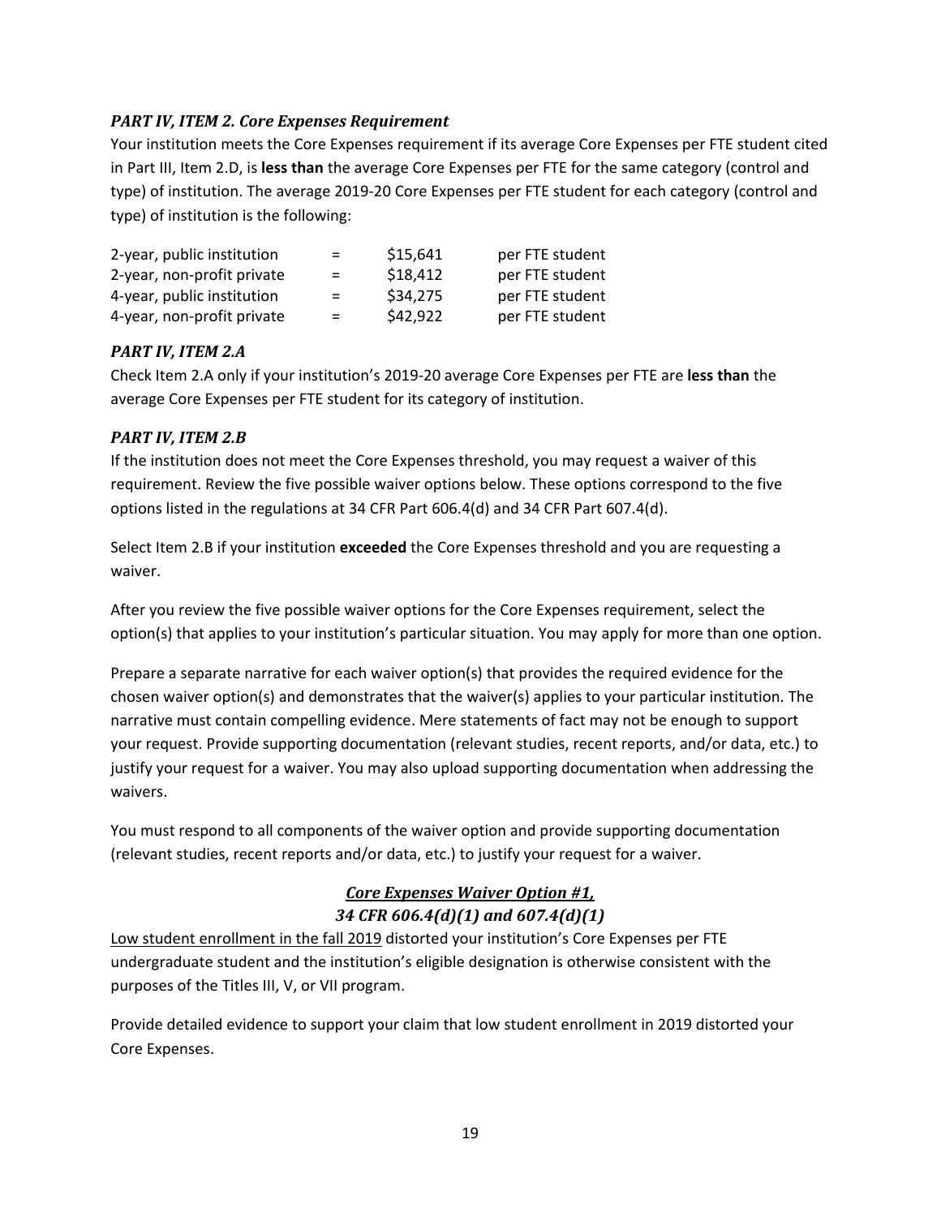### *PART IV, ITEM 2. Core Expenses Requirement*

Your institution meets the Core Expenses requirement if its average Core Expenses per FTE student cited in Part III, Item 2.D, is **less than** the average Core Expenses per FTE for the same category (control and type) of institution. The average 2019-20 Core Expenses per FTE student for each category (control and type) of institution is the following:

| | | | |
|---|---|---|---|
| 2-year, public institution | = | $15,641 | per FTE student |
| 2-year, non-profit private | = | $18,412 | per FTE student |
| 4-year, public institution | = | $34,275 | per FTE student |
| 4-year, non-profit private | = | $42,922 | per FTE student |

### *PART IV, ITEM 2.A*

Check Item 2.A only if your institution's 2019-20 average Core Expenses per FTE are **less than** the average Core Expenses per FTE student for its category of institution.

### *PART IV, ITEM 2.B*

If the institution does not meet the Core Expenses threshold, you may request a waiver of this requirement. Review the five possible waiver options below. These options correspond to the five options listed in the regulations at 34 CFR Part 606.4(d) and 34 CFR Part 607.4(d).

Select Item 2.B if your institution **exceeded** the Core Expenses threshold and you are requesting a waiver.

After you review the five possible waiver options for the Core Expenses requirement, select the option(s) that applies to your institution's particular situation. You may apply for more than one option.

Prepare a separate narrative for each waiver option(s) that provides the required evidence for the chosen waiver option(s) and demonstrates that the waiver(s) applies to your particular institution. The narrative must contain compelling evidence. Mere statements of fact may not be enough to support your request. Provide supporting documentation (relevant studies, recent reports, and/or data, etc.) to justify your request for a waiver. You may also upload supporting documentation when addressing the waivers.

You must respond to all components of the waiver option and provide supporting documentation (relevant studies, recent reports and/or data, etc.) to justify your request for a waiver.

### ***Core Expenses Waiver Option #1,*** ***34 CFR 606.4(d)(1) and 607.4(d)(1)***

Low student enrollment in the fall 2019 distorted your institution's Core Expenses per FTE undergraduate student and the institution's eligible designation is otherwise consistent with the purposes of the Titles III, V, or VII program.

Provide detailed evidence to support your claim that low student enrollment in 2019 distorted your Core Expenses.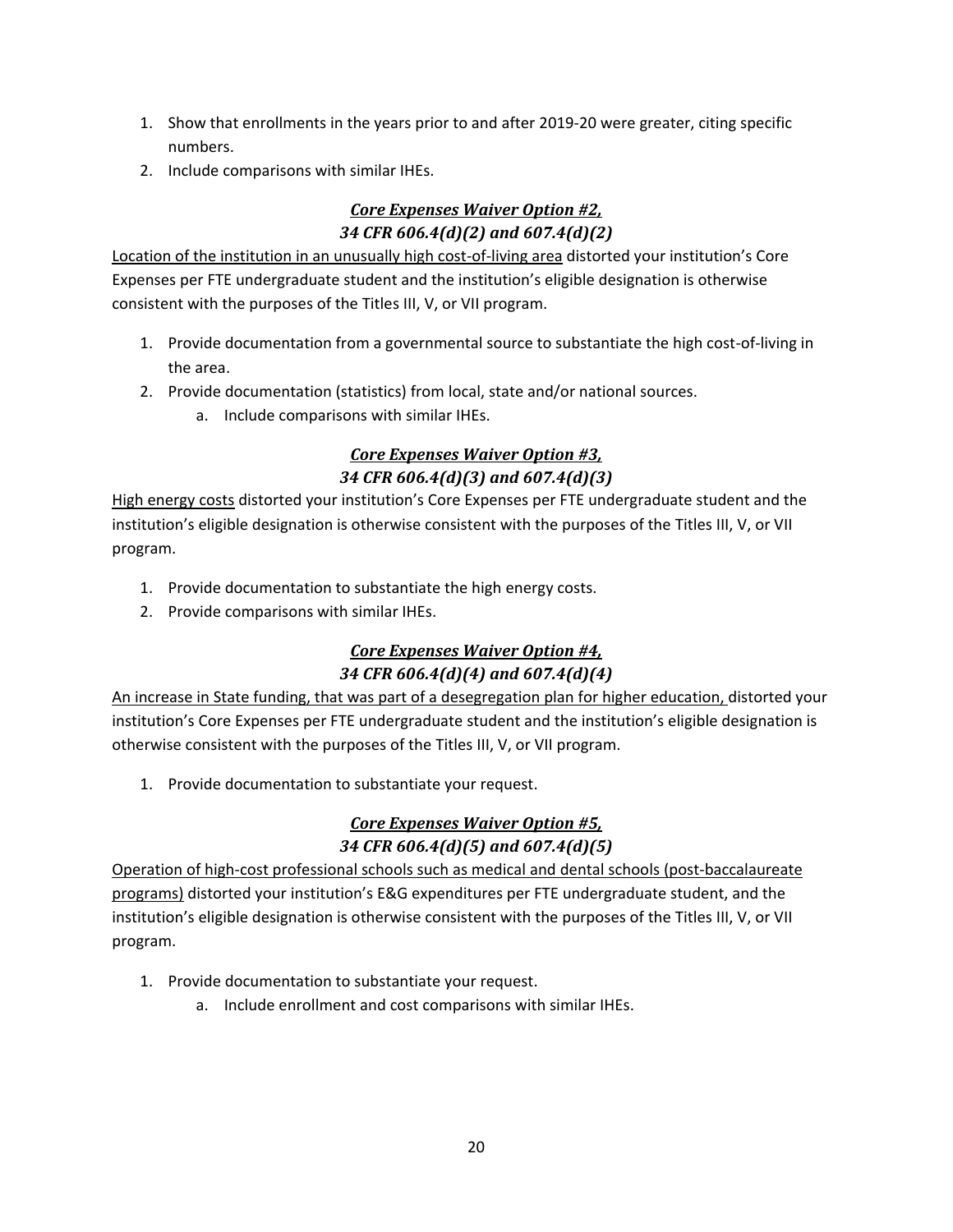1. Show that enrollments in the years prior to and after 2019-20 were greater, citing specific numbers.
2. Include comparisons with similar IHEs.

### ***Core Expenses Waiver Option #2, 34 CFR 606.4(d)(2) and 607.4(d)(2)***

Location of the institution in an unusually high cost-of-living area distorted your institution's Core Expenses per FTE undergraduate student and the institution's eligible designation is otherwise consistent with the purposes of the Titles III, V, or VII program.

1. Provide documentation from a governmental source to substantiate the high cost-of-living in the area.
2. Provide documentation (statistics) from local, state and/or national sources.
    a. Include comparisons with similar IHEs.

### ***Core Expenses Waiver Option #3, 34 CFR 606.4(d)(3) and 607.4(d)(3)***

High energy costs distorted your institution's Core Expenses per FTE undergraduate student and the institution's eligible designation is otherwise consistent with the purposes of the Titles III, V, or VII program.

1. Provide documentation to substantiate the high energy costs.
2. Provide comparisons with similar IHEs.

### ***Core Expenses Waiver Option #4, 34 CFR 606.4(d)(4) and 607.4(d)(4)***

An increase in State funding, that was part of a desegregation plan for higher education, distorted your institution's Core Expenses per FTE undergraduate student and the institution's eligible designation is otherwise consistent with the purposes of the Titles III, V, or VII program.

1. Provide documentation to substantiate your request.

### ***Core Expenses Waiver Option #5, 34 CFR 606.4(d)(5) and 607.4(d)(5)***

Operation of high-cost professional schools such as medical and dental schools (post-baccalaureate programs) distorted your institution's E&G expenditures per FTE undergraduate student, and the institution's eligible designation is otherwise consistent with the purposes of the Titles III, V, or VII program.

1. Provide documentation to substantiate your request.
    a. Include enrollment and cost comparisons with similar IHEs.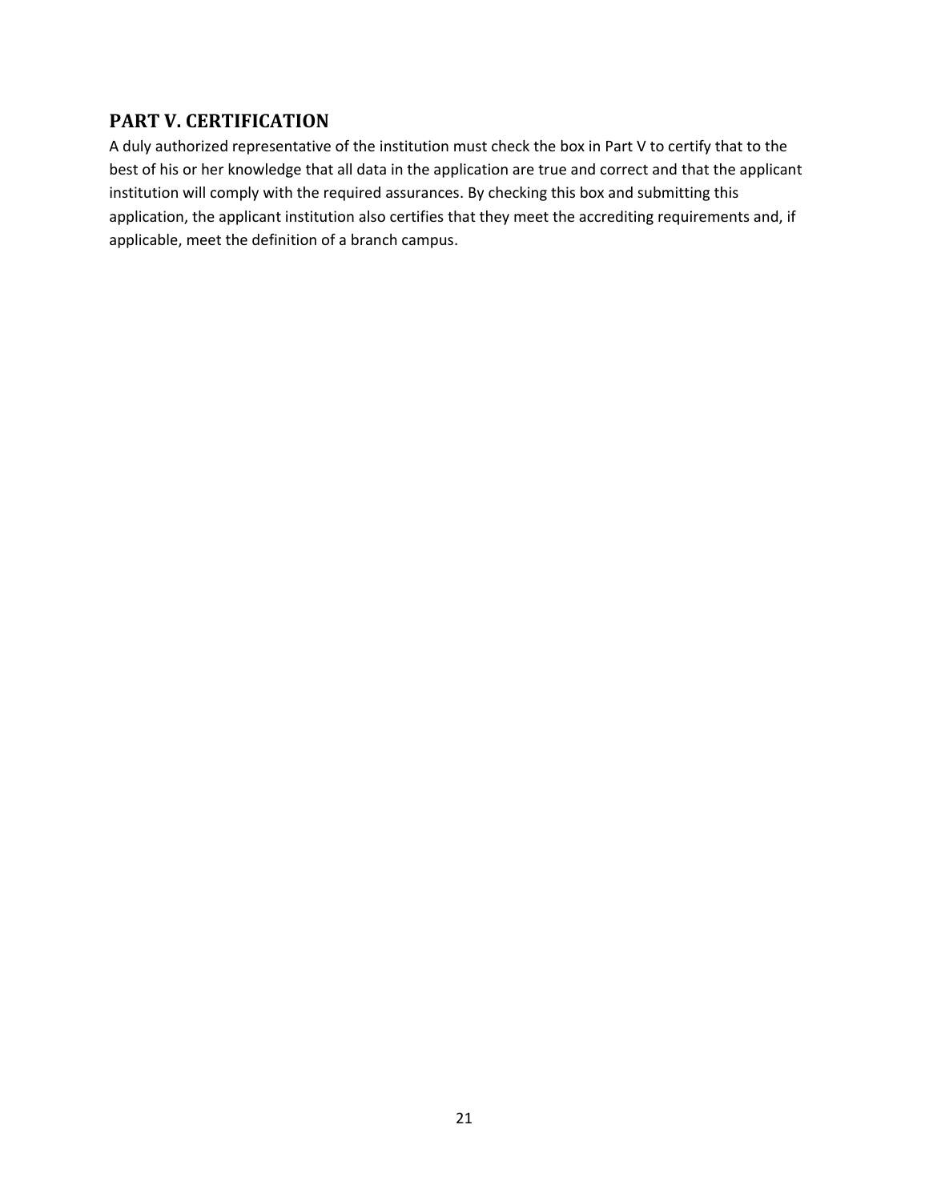## PART V. CERTIFICATION

A duly authorized representative of the institution must check the box in Part V to certify that to the best of his or her knowledge that all data in the application are true and correct and that the applicant institution will comply with the required assurances. By checking this box and submitting this application, the applicant institution also certifies that they meet the accrediting requirements and, if applicable, meet the definition of a branch campus.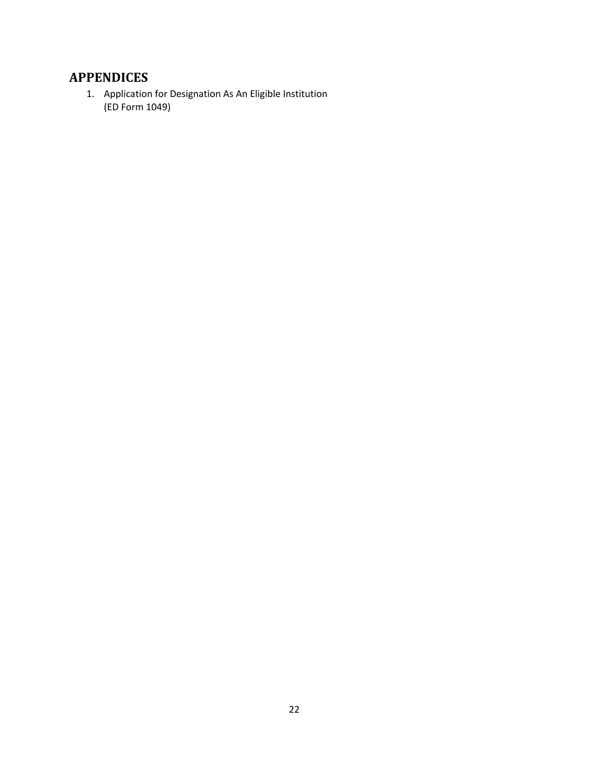## APPENDICES

1. Application for Designation As An Eligible Institution
   (ED Form 1049)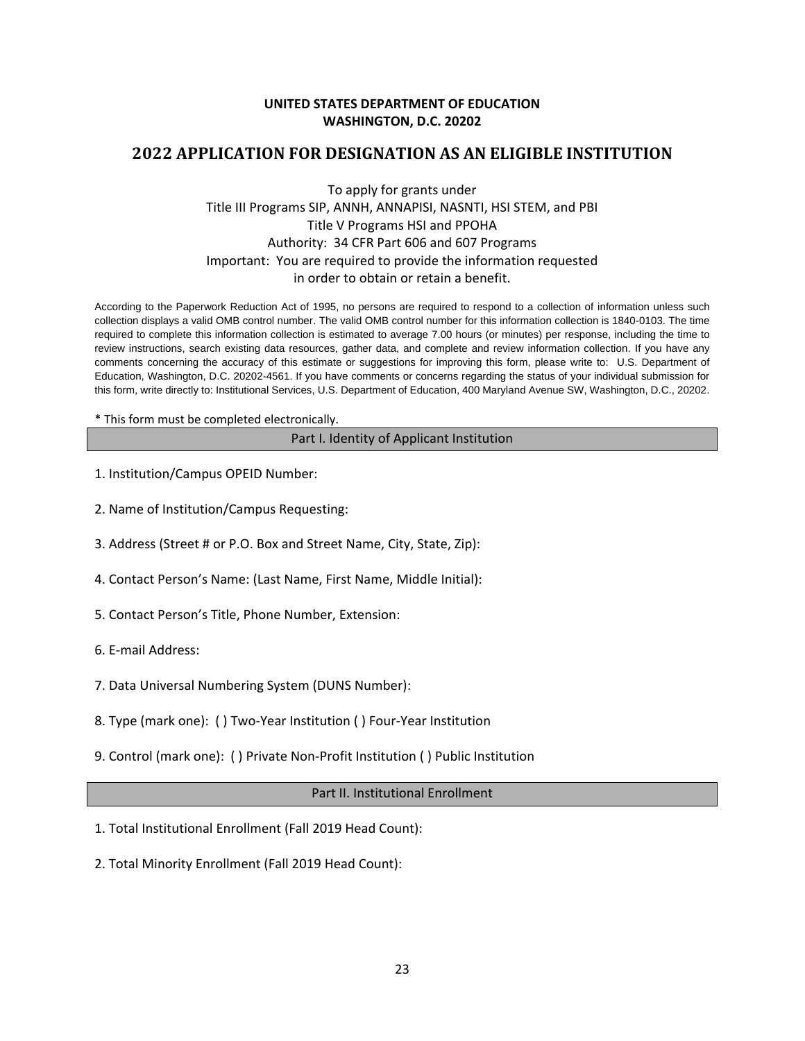**UNITED STATES DEPARTMENT OF EDUCATION**
**WASHINGTON, D.C. 20202**

# 2022 APPLICATION FOR DESIGNATION AS AN ELIGIBLE INSTITUTION

To apply for grants under
Title III Programs SIP, ANNH, ANNAPISI, NASNTI, HSI STEM, and PBI
Title V Programs HSI and PPOHA
Authority: 34 CFR Part 606 and 607 Programs
Important: You are required to provide the information requested
in order to obtain or retain a benefit.

According to the Paperwork Reduction Act of 1995, no persons are required to respond to a collection of information unless such collection displays a valid OMB control number. The valid OMB control number for this information collection is 1840-0103. The time required to complete this information collection is estimated to average 7.00 hours (or minutes) per response, including the time to review instructions, search existing data resources, gather data, and complete and review information collection. If you have any comments concerning the accuracy of this estimate or suggestions for improving this form, please write to: U.S. Department of Education, Washington, D.C. 20202-4561. If you have comments or concerns regarding the status of your individual submission for this form, write directly to: Institutional Services, U.S. Department of Education, 400 Maryland Avenue SW, Washington, D.C., 20202.

* This form must be completed electronically.

## Part I. Identity of Applicant Institution

1. Institution/Campus OPEID Number:

2. Name of Institution/Campus Requesting:

3. Address (Street # or P.O. Box and Street Name, City, State, Zip):

4. Contact Person's Name: (Last Name, First Name, Middle Initial):

5. Contact Person's Title, Phone Number, Extension:

6. E-mail Address:

7. Data Universal Numbering System (DUNS Number):

8. Type (mark one): ( ) Two-Year Institution ( ) Four-Year Institution

9. Control (mark one): ( ) Private Non-Profit Institution ( ) Public Institution

## Part II. Institutional Enrollment

1. Total Institutional Enrollment (Fall 2019 Head Count):

2. Total Minority Enrollment (Fall 2019 Head Count):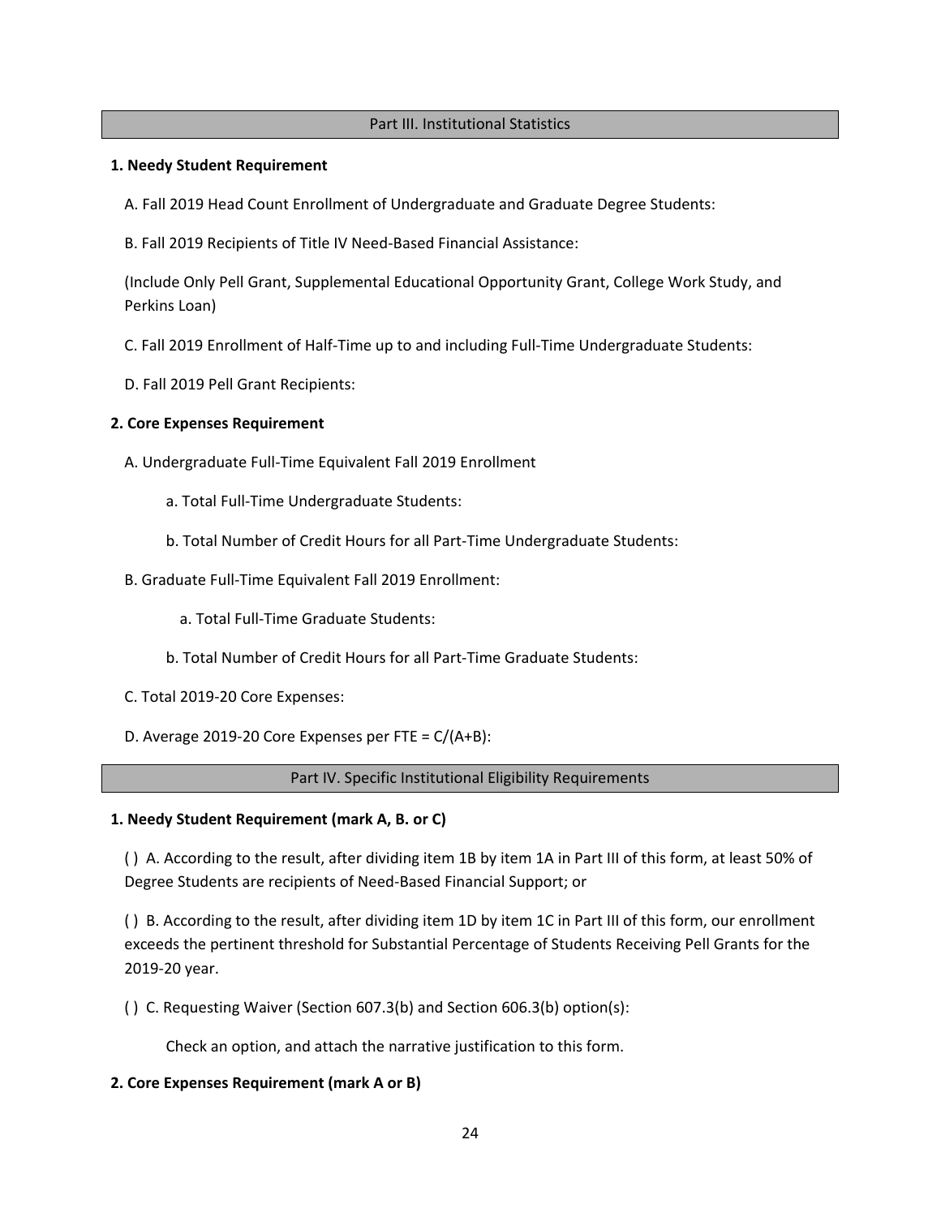## Part III. Institutional Statistics

**1. Needy Student Requirement**

A. Fall 2019 Head Count Enrollment of Undergraduate and Graduate Degree Students:

B. Fall 2019 Recipients of Title IV Need-Based Financial Assistance:

(Include Only Pell Grant, Supplemental Educational Opportunity Grant, College Work Study, and Perkins Loan)

C. Fall 2019 Enrollment of Half-Time up to and including Full-Time Undergraduate Students:

D. Fall 2019 Pell Grant Recipients:

**2. Core Expenses Requirement**

A. Undergraduate Full-Time Equivalent Fall 2019 Enrollment

a. Total Full-Time Undergraduate Students:

b. Total Number of Credit Hours for all Part-Time Undergraduate Students:

B. Graduate Full-Time Equivalent Fall 2019 Enrollment:

a. Total Full-Time Graduate Students:

b. Total Number of Credit Hours for all Part-Time Graduate Students:

C. Total 2019-20 Core Expenses:

D. Average 2019-20 Core Expenses per FTE = C/(A+B):

## Part IV. Specific Institutional Eligibility Requirements

**1. Needy Student Requirement (mark A, B. or C)**

( ) A. According to the result, after dividing item 1B by item 1A in Part III of this form, at least 50% of Degree Students are recipients of Need-Based Financial Support; or

( ) B. According to the result, after dividing item 1D by item 1C in Part III of this form, our enrollment exceeds the pertinent threshold for Substantial Percentage of Students Receiving Pell Grants for the 2019-20 year.

( ) C. Requesting Waiver (Section 607.3(b) and Section 606.3(b) option(s):

Check an option, and attach the narrative justification to this form.

**2. Core Expenses Requirement (mark A or B)**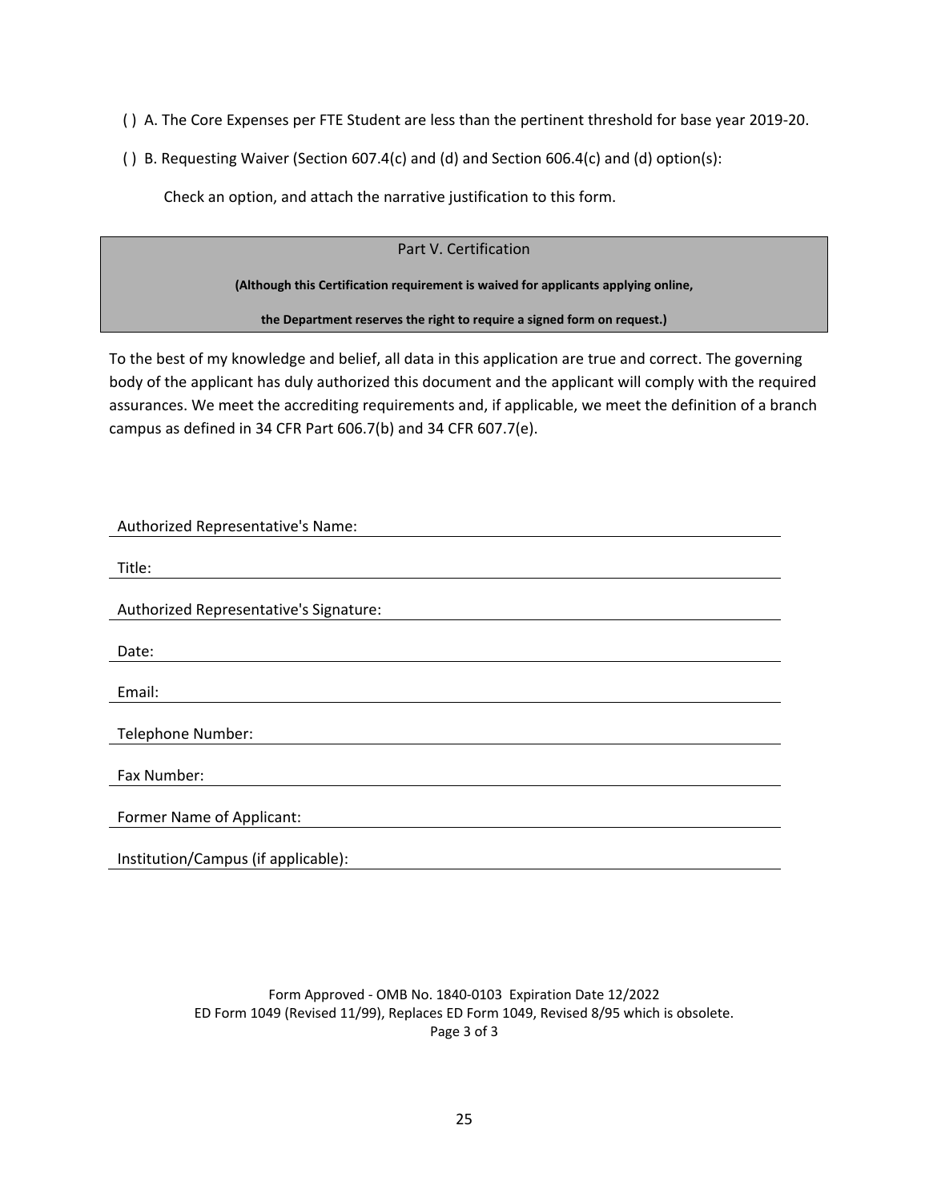( ) A. The Core Expenses per FTE Student are less than the pertinent threshold for base year 2019-20.

( ) B. Requesting Waiver (Section 607.4(c) and (d) and Section 606.4(c) and (d) option(s):

Check an option, and attach the narrative justification to this form.

## Part V. Certification

**(Although this Certification requirement is waived for applicants applying online,**

**the Department reserves the right to require a signed form on request.)**

To the best of my knowledge and belief, all data in this application are true and correct. The governing body of the applicant has duly authorized this document and the applicant will comply with the required assurances. We meet the accrediting requirements and, if applicable, we meet the definition of a branch campus as defined in 34 CFR Part 606.7(b) and 34 CFR 607.7(e).

Authorized Representative's Name: ______________________________

Title: ______________________________

Authorized Representative's Signature: ______________________________

Date: ______________________________

Email: ______________________________

Telephone Number: ______________________________

Fax Number: ______________________________

Former Name of Applicant: ______________________________

Institution/Campus (if applicable): ______________________________

Form Approved - OMB No. 1840-0103 Expiration Date 12/2022
ED Form 1049 (Revised 11/99), Replaces ED Form 1049, Revised 8/95 which is obsolete.